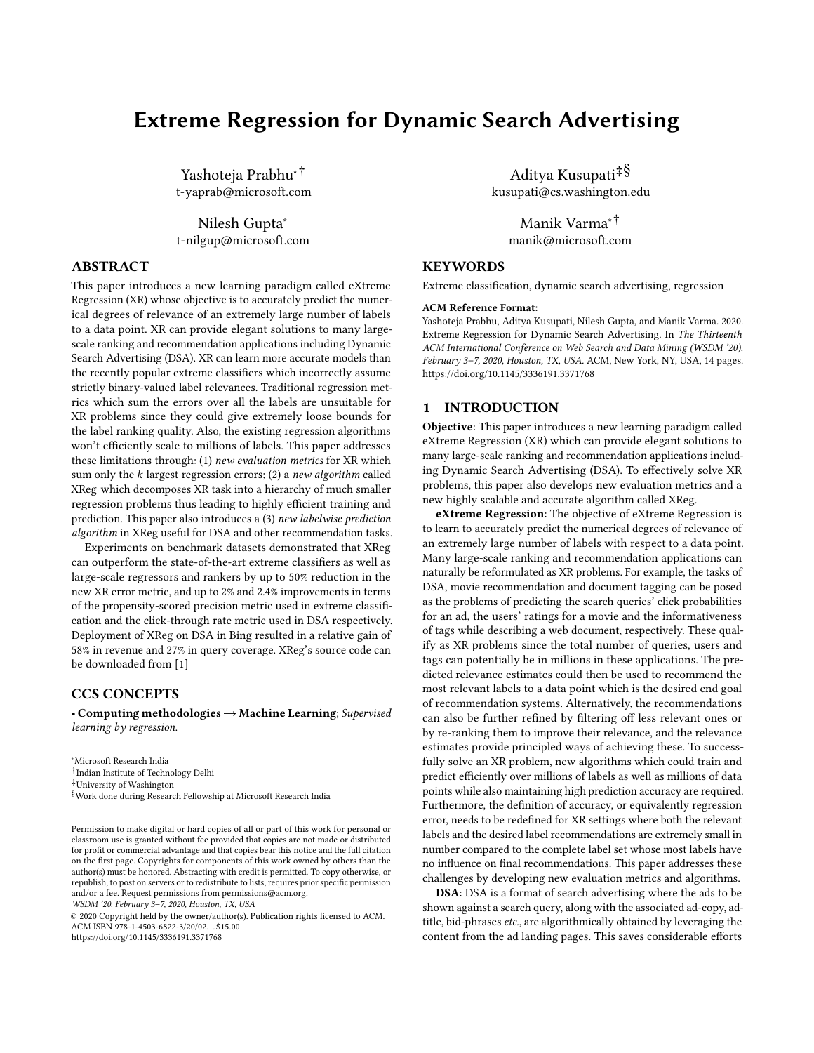# Extreme Regression for Dynamic Search Advertising

Yashoteja Prabhu[*] [†]
t-yaprab@microsoft.com

Aditya Kusupati[‡] [§]
kusupati@cs.washington.edu

Nilesh Gupta[*]
t-nilgup@microsoft.com

Manik Varma[*] [†]
manik@microsoft.com

## ABSTRACT

This paper introduces a new learning paradigm called eXtreme Regression (XR) whose objective is to accurately predict the numerical degrees of relevance of an extremely large number of labels to a data point. XR can provide elegant solutions to many large-scale ranking and recommendation applications including Dynamic Search Advertising (DSA). XR can learn more accurate models than the recently popular extreme classifiers which incorrectly assume strictly binary-valued label relevances. Traditional regression metrics which sum the errors over all the labels are unsuitable for XR problems since they could give extremely loose bounds for the label ranking quality. Also, the existing regression algorithms won't efficiently scale to millions of labels. This paper addresses these limitations through: (1) *new evaluation metrics* for XR which sum only the $k$ largest regression errors; (2) a *new algorithm* called XReg which decomposes XR task into a hierarchy of much smaller regression problems thus leading to highly efficient training and prediction. This paper also introduces a (3) *new labelwise prediction algorithm* in XReg useful for DSA and other recommendation tasks.

Experiments on benchmark datasets demonstrated that XReg can outperform the state-of-the-art extreme classifiers as well as large-scale regressors and rankers by up to 50% reduction in the new XR error metric, and up to 2% and 2.4% improvements in terms of the propensity-scored precision metric used in extreme classification and the click-through rate metric used in DSA respectively. Deployment of XReg on DSA in Bing resulted in a relative gain of 58% in revenue and 27% in query coverage. XReg's source code can be downloaded from [1]

## CCS CONCEPTS

• **Computing methodologies → Machine Learning**; *Supervised learning by regression.*

## KEYWORDS

Extreme classification, dynamic search advertising, regression

**ACM Reference Format:**
Yashoteja Prabhu, Aditya Kusupati, Nilesh Gupta, and Manik Varma. 2020. Extreme Regression for Dynamic Search Advertising. In *The Thirteenth ACM International Conference on Web Search and Data Mining (WSDM '20), February 3–7, 2020, Houston, TX, USA.* ACM, New York, NY, USA, 14 pages. https://doi.org/10.1145/3336191.3371768

## 1 INTRODUCTION

**Objective**: This paper introduces a new learning paradigm called eXtreme Regression (XR) which can provide elegant solutions to many large-scale ranking and recommendation applications including Dynamic Search Advertising (DSA). To effectively solve XR problems, this paper also develops new evaluation metrics and a new highly scalable and accurate algorithm called XReg.

**eXtreme Regression**: The objective of eXtreme Regression is to learn to accurately predict the numerical degrees of relevance of an extremely large number of labels with respect to a data point. Many large-scale ranking and recommendation applications can naturally be reformulated as XR problems. For example, the tasks of DSA, movie recommendation and document tagging can be posed as the problems of predicting the search queries' click probabilities for an ad, the users' ratings for a movie and the informativeness of tags while describing a web document, respectively. These qualify as XR problems since the total number of queries, users and tags can potentially be in millions in these applications. The predicted relevance estimates could then be used to recommend the most relevant labels to a data point which is the desired end goal of recommendation systems. Alternatively, the recommendations can also be further refined by filtering off less relevant ones or by re-ranking them to improve their relevance, and the relevance estimates provide principled ways of achieving these. To successfully solve an XR problem, new algorithms which could train and predict efficiently over millions of labels as well as millions of data points while also maintaining high prediction accuracy are required. Furthermore, the definition of accuracy, or equivalently regression error, needs to be redefined for XR settings where both the relevant labels and the desired label recommendations are extremely small in number compared to the complete label set whose most labels have no influence on final recommendations. This paper addresses these challenges by developing new evaluation metrics and algorithms.

**DSA**: DSA is a format of search advertising where the ads to be shown against a search query, along with the associated ad-copy, ad-title, bid-phrases *etc.*, are algorithmically obtained by leveraging the content from the ad landing pages. This saves considerable efforts

---

[*] Microsoft Research India
[†] Indian Institute of Technology Delhi
[‡] University of Washington
[§] Work done during Research Fellowship at Microsoft Research India

Permission to make digital or hard copies of all or part of this work for personal or classroom use is granted without fee provided that copies are not made or distributed for profit or commercial advantage and that copies bear this notice and the full citation on the first page. Copyrights for components of this work owned by others than the author(s) must be honored. Abstracting with credit is permitted. To copy otherwise, or republish, to post on servers or to redistribute to lists, requires prior specific permission and/or a fee. Request permissions from permissions@acm.org.
*WSDM '20, February 3–7, 2020, Houston, TX, USA*
© 2020 Copyright held by the owner/author(s). Publication rights licensed to ACM.
ACM ISBN 978-1-4503-6822-3/20/02…$15.00
https://doi.org/10.1145/3336191.3371768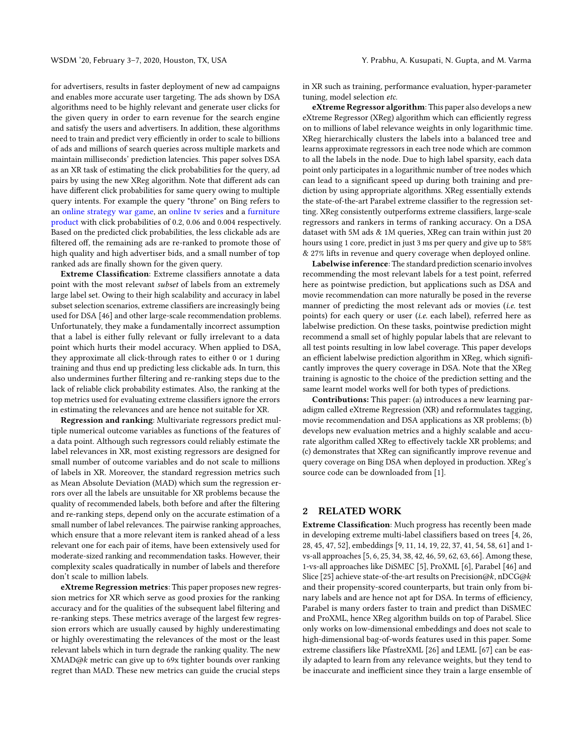for advertisers, results in faster deployment of new ad campaigns and enables more accurate user targeting. The ads shown by DSA algorithms need to be highly relevant and generate user clicks for the given query in order to earn revenue for the search engine and satisfy the users and advertisers. In addition, these algorithms need to train and predict very efficiently in order to scale to billions of ads and millions of search queries across multiple markets and maintain milliseconds' prediction latencies. This paper solves DSA as an XR task of estimating the click probabilities for the query, ad pairs by using the new XReg algorithm. Note that different ads can have different click probabilities for same query owing to multiple query intents. For example the query "throne" on Bing refers to an online strategy war game, an online tv series and a furniture product with click probabilities of 0.2, 0.06 and 0.004 respectively. Based on the predicted click probabilities, the less clickable ads are filtered off, the remaining ads are re-ranked to promote those of high quality and high advertiser bids, and a small number of top ranked ads are finally shown for the given query.

**Extreme Classification**: Extreme classifiers annotate a data point with the most relevant *subset* of labels from an extremely large label set. Owing to their high scalability and accuracy in label subset selection scenarios, extreme classifiers are increasingly being used for DSA [46] and other large-scale recommendation problems. Unfortunately, they make a fundamentally incorrect assumption that a label is either fully relevant or fully irrelevant to a data point which hurts their model accuracy. When applied to DSA, they approximate all click-through rates to either 0 or 1 during training and thus end up predicting less clickable ads. In turn, this also undermines further filtering and re-ranking steps due to the lack of reliable click probability estimates. Also, the ranking at the top metrics used for evaluating extreme classifiers ignore the errors in estimating the relevances and are hence not suitable for XR.

**Regression and ranking**: Multivariate regressors predict multiple numerical outcome variables as functions of the features of a data point. Although such regressors could reliably estimate the label relevances in XR, most existing regressors are designed for small number of outcome variables and do not scale to millions of labels in XR. Moreover, the standard regression metrics such as Mean Absolute Deviation (MAD) which sum the regression errors over all the labels are unsuitable for XR problems because the quality of recommended labels, both before and after the filtering and re-ranking steps, depend only on the accurate estimation of a small number of label relevances. The pairwise ranking approaches, which ensure that a more relevant item is ranked ahead of a less relevant one for each pair of items, have been extensively used for moderate-sized ranking and recommendation tasks. However, their complexity scales quadratically in number of labels and therefore don't scale to million labels.

**eXtreme Regression metrics**: This paper proposes new regression metrics for XR which serve as good proxies for the ranking accuracy and for the qualities of the subsequent label filtering and re-ranking steps. These metrics average of the largest few regression errors which are usually caused by highly underestimating or highly overestimating the relevances of the most or the least relevant labels which in turn degrade the ranking quality. The new XMAD@*k* metric can give up to 69x tighter bounds over ranking regret than MAD. These new metrics can guide the crucial steps in XR such as training, performance evaluation, hyper-parameter tuning, model selection *etc.*

**eXtreme Regressor algorithm**: This paper also develops a new eXtreme Regressor (XReg) algorithm which can efficiently regress on to millions of label relevance weights in only logarithmic time. XReg hierarchically clusters the labels into a balanced tree and learns approximate regressors in each tree node which are common to all the labels in the node. Due to high label sparsity, each data point only participates in a logarithmic number of tree nodes which can lead to a significant speed up during both training and prediction by using appropriate algorithms. XReg essentially extends the state-of-the-art Parabel extreme classifier to the regression setting. XReg consistently outperforms extreme classifiers, large-scale regressors and rankers in terms of ranking accuracy. On a DSA dataset with 5M ads & 1M queries, XReg can train within just 20 hours using 1 core, predict in just 3 ms per query and give up to 58% & 27% lifts in revenue and query coverage when deployed online.

**Labelwise inference**: The standard prediction scenario involves recommending the most relevant labels for a test point, referred here as pointwise prediction, but applications such as DSA and movie recommendation can more naturally be posed in the reverse manner of predicting the most relevant ads or movies (*i.e.* test points) for each query or user (*i.e.* each label), referred here as labelwise prediction. On these tasks, pointwise prediction might recommend a small set of highly popular labels that are relevant to all test points resulting in low label coverage. This paper develops an efficient labelwise prediction algorithm in XReg, which significantly improves the query coverage in DSA. Note that the XReg training is agnostic to the choice of the prediction setting and the same learnt model works well for both types of predictions.

**Contributions:** This paper: (a) introduces a new learning paradigm called eXtreme Regression (XR) and reformulates tagging, movie recommendation and DSA applications as XR problems; (b) develops new evaluation metrics and a highly scalable and accurate algorithm called XReg to effectively tackle XR problems; and (c) demonstrates that XReg can significantly improve revenue and query coverage on Bing DSA when deployed in production. XReg's source code can be downloaded from [1].

## 2 RELATED WORK

**Extreme Classification**: Much progress has recently been made in developing extreme multi-label classifiers based on trees [4, 26, 28, 45, 47, 52], embeddings [9, 11, 14, 19, 22, 37, 41, 54, 58, 61] and 1-vs-all approaches [5, 6, 25, 34, 38, 42, 46, 59, 62, 63, 66]. Among these, 1-vs-all approaches like DiSMEC [5], ProXML [6], Parabel [46] and Slice [25] achieve state-of-the-art results on Precision@*k*, nDCG@*k* and their propensity-scored counterparts, but train only from binary labels and are hence not apt for DSA. In terms of efficiency, Parabel is many orders faster to train and predict than DiSMEC and ProXML, hence XReg algorithm builds on top of Parabel. Slice only works on low-dimensional embeddings and does not scale to high-dimensional bag-of-words features used in this paper. Some extreme classifiers like PfastreXML [26] and LEML [67] can be easily adapted to learn from any relevance weights, but they tend to be inaccurate and inefficient since they train a large ensemble of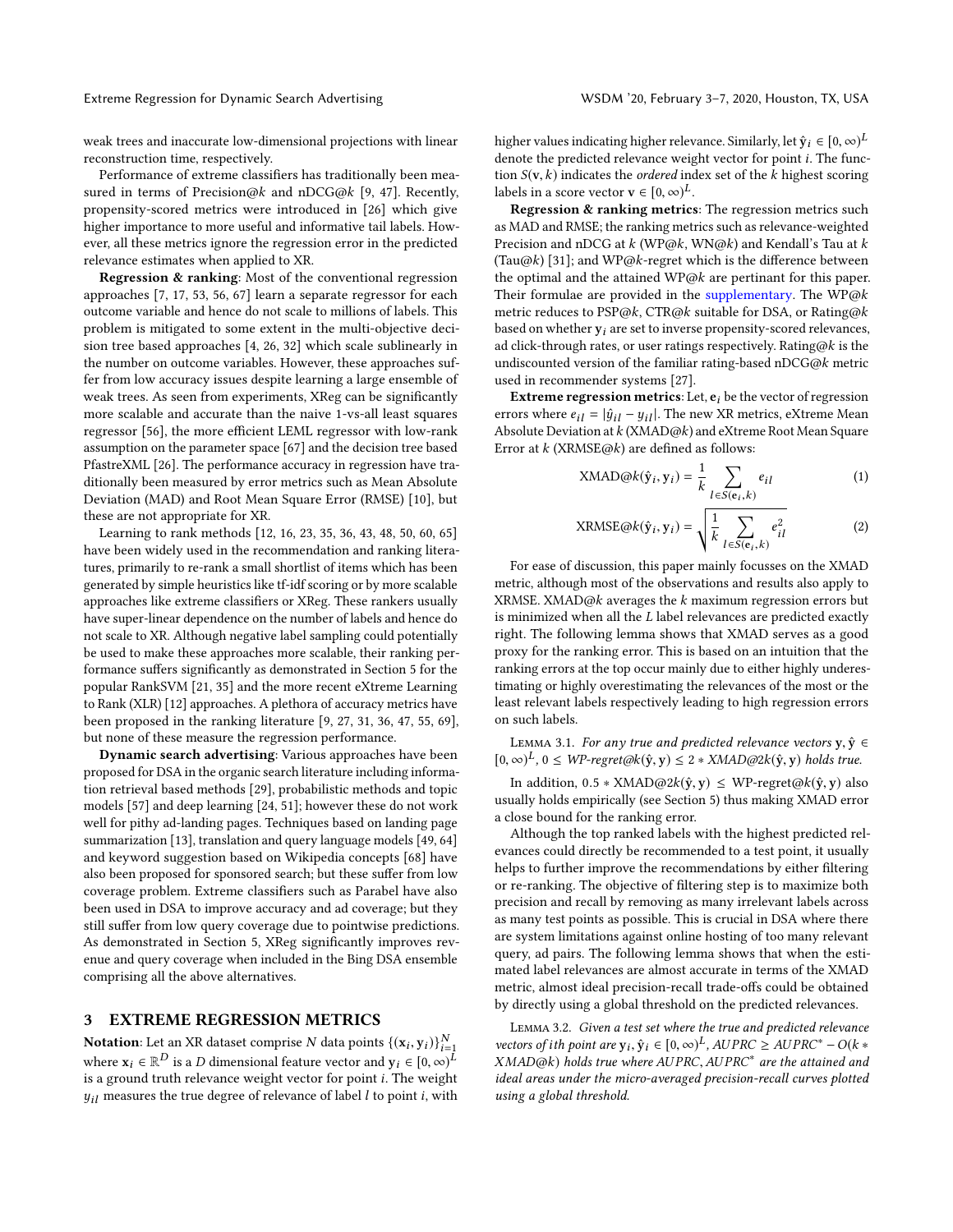weak trees and inaccurate low-dimensional projections with linear reconstruction time, respectively.

Performance of extreme classifiers has traditionally been measured in terms of Precision@$k$ and nDCG@$k$ [9, 47]. Recently, propensity-scored metrics were introduced in [26] which give higher importance to more useful and informative tail labels. However, all these metrics ignore the regression error in the predicted relevance estimates when applied to XR.

**Regression & ranking**: Most of the conventional regression approaches [7, 17, 53, 56, 67] learn a separate regressor for each outcome variable and hence do not scale to millions of labels. This problem is mitigated to some extent in the multi-objective decision tree based approaches [4, 26, 32] which scale sublinearly in the number on outcome variables. However, these approaches suffer from low accuracy issues despite learning a large ensemble of weak trees. As seen from experiments, XReg can be significantly more scalable and accurate than the naive 1-vs-all least squares regressor [56], the more efficient LEML regressor with low-rank assumption on the parameter space [67] and the decision tree based PfastreXML [26]. The performance accuracy in regression have traditionally been measured by error metrics such as Mean Absolute Deviation (MAD) and Root Mean Square Error (RMSE) [10], but these are not appropriate for XR.

Learning to rank methods [12, 16, 23, 35, 36, 43, 48, 50, 60, 65] have been widely used in the recommendation and ranking literatures, primarily to re-rank a small shortlist of items which has been generated by simple heuristics like tf-idf scoring or by more scalable approaches like extreme classifiers or XReg. These rankers usually have super-linear dependence on the number of labels and hence do not scale to XR. Although negative label sampling could potentially be used to make these approaches more scalable, their ranking performance suffers significantly as demonstrated in Section 5 for the popular RankSVM [21, 35] and the more recent eXtreme Learning to Rank (XLR) [12] approaches. A plethora of accuracy metrics have been proposed in the ranking literature [9, 27, 31, 36, 47, 55, 69], but none of these measure the regression performance.

**Dynamic search advertising**: Various approaches have been proposed for DSA in the organic search literature including information retrieval based methods [29], probabilistic methods and topic models [57] and deep learning [24, 51]; however these do not work well for pithy ad-landing pages. Techniques based on landing page summarization [13], translation and query language models [49, 64] and keyword suggestion based on Wikipedia concepts [68] have also been proposed for sponsored search; but these suffer from low coverage problem. Extreme classifiers such as Parabel have also been used in DSA to improve accuracy and ad coverage; but they still suffer from low query coverage due to pointwise predictions. As demonstrated in Section 5, XReg significantly improves revenue and query coverage when included in the Bing DSA ensemble comprising all the above alternatives.

## 3 EXTREME REGRESSION METRICS

**Notation**: Let an XR dataset comprise $N$ data points $\{(\mathbf{x}_i, \mathbf{y}_i)\}_{i=1}^N$ where $\mathbf{x}_i \in \mathbb{R}^D$ is a $D$ dimensional feature vector and $\mathbf{y}_i \in [0, \infty)^L$ is a ground truth relevance weight vector for point $i$. The weight $y_{il}$ measures the true degree of relevance of label $l$ to point $i$, with higher values indicating higher relevance. Similarly, let $\hat{\mathbf{y}}_i \in [0, \infty)^L$ denote the predicted relevance weight vector for point $i$. The function $S(\mathbf{v}, k)$ indicates the *ordered* index set of the $k$ highest scoring labels in a score vector $\mathbf{v} \in [0, \infty)^L$.

**Regression & ranking metrics**: The regression metrics such as MAD and RMSE; the ranking metrics such as relevance-weighted Precision and nDCG at $k$ (WP@$k$, WN@$k$) and Kendall's Tau at $k$ (Tau@$k$) [31]; and WP@$k$-regret which is the difference between the optimal and the attained WP@$k$ are pertinant for this paper. Their formulae are provided in the supplementary. The WP@$k$ metric reduces to PSP@$k$, CTR@$k$ suitable for DSA, or Rating@$k$ based on whether $\mathbf{y}_i$ are set to inverse propensity-scored relevances, ad click-through rates, or user ratings respectively. Rating@$k$ is the undiscounted version of the familiar rating-based nDCG@$k$ metric used in recommender systems [27].

**Extreme regression metrics**: Let, $\mathbf{e}_i$ be the vector of regression errors where $e_{il} = |\hat{y}_{il} - y_{il}|$. The new XR metrics, eXtreme Mean Absolute Deviation at $k$ (XMAD@$k$) and eXtreme Root Mean Square Error at $k$ (XRMSE@$k$) are defined as follows:

$$\text{XMAD@}k(\hat{\mathbf{y}}_i, \mathbf{y}_i) = \frac{1}{k} \sum_{l \in S(\mathbf{e}_i, k)} e_{il} \tag{1}$$

$$\text{XRMSE@}k(\hat{\mathbf{y}}_i, \mathbf{y}_i) = \sqrt{\frac{1}{k} \sum_{l \in S(\mathbf{e}_i, k)} e_{il}^2} \tag{2}$$

For ease of discussion, this paper mainly focusses on the XMAD metric, although most of the observations and results also apply to XRMSE. XMAD@$k$ averages the $k$ maximum regression errors but is minimized when all the $L$ label relevances are predicted exactly right. The following lemma shows that XMAD serves as a good proxy for the ranking error. This is based on an intuition that the ranking errors at the top occur mainly due to either highly underestimating or highly overestimating the relevances of the most or the least relevant labels respectively leading to high regression errors on such labels.

Lemma 3.1. *For any true and predicted relevance vectors* $\mathbf{y}, \hat{\mathbf{y}} \in [0, \infty)^L$, $0 \leq$ *WP-regret@*$k(\hat{\mathbf{y}}, \mathbf{y}) \leq 2 *$ *XMAD@*$2k(\hat{\mathbf{y}}, \mathbf{y})$ *holds true.*

In addition, $0.5 *$ XMAD@$2k(\hat{\mathbf{y}}, \mathbf{y}) \leq$ WP-regret@$k(\hat{\mathbf{y}}, \mathbf{y})$ also usually holds empirically (see Section 5) thus making XMAD error a close bound for the ranking error.

Although the top ranked labels with the highest predicted relevances could directly be recommended to a test point, it usually helps to further improve the recommendations by either filtering or re-ranking. The objective of filtering step is to maximize both precision and recall by removing as many irrelevant labels across as many test points as possible. This is crucial in DSA where there are system limitations against online hosting of too many relevant query, ad pairs. The following lemma shows that when the estimated label relevances are almost accurate in terms of the XMAD metric, almost ideal precision-recall trade-offs could be obtained by directly using a global threshold on the predicted relevances.

Lemma 3.2. *Given a test set where the true and predicted relevance vectors of ith point are* $\mathbf{y}_i, \hat{\mathbf{y}}_i \in [0, \infty)^L$, *AUPRC* $\geq$ *AUPRC*$^*$ $- O(k *$ *XMAD@*$k)$ *holds true where AUPRC, AUPRC*$^*$ *are the attained and ideal areas under the micro-averaged precision-recall curves plotted using a global threshold.*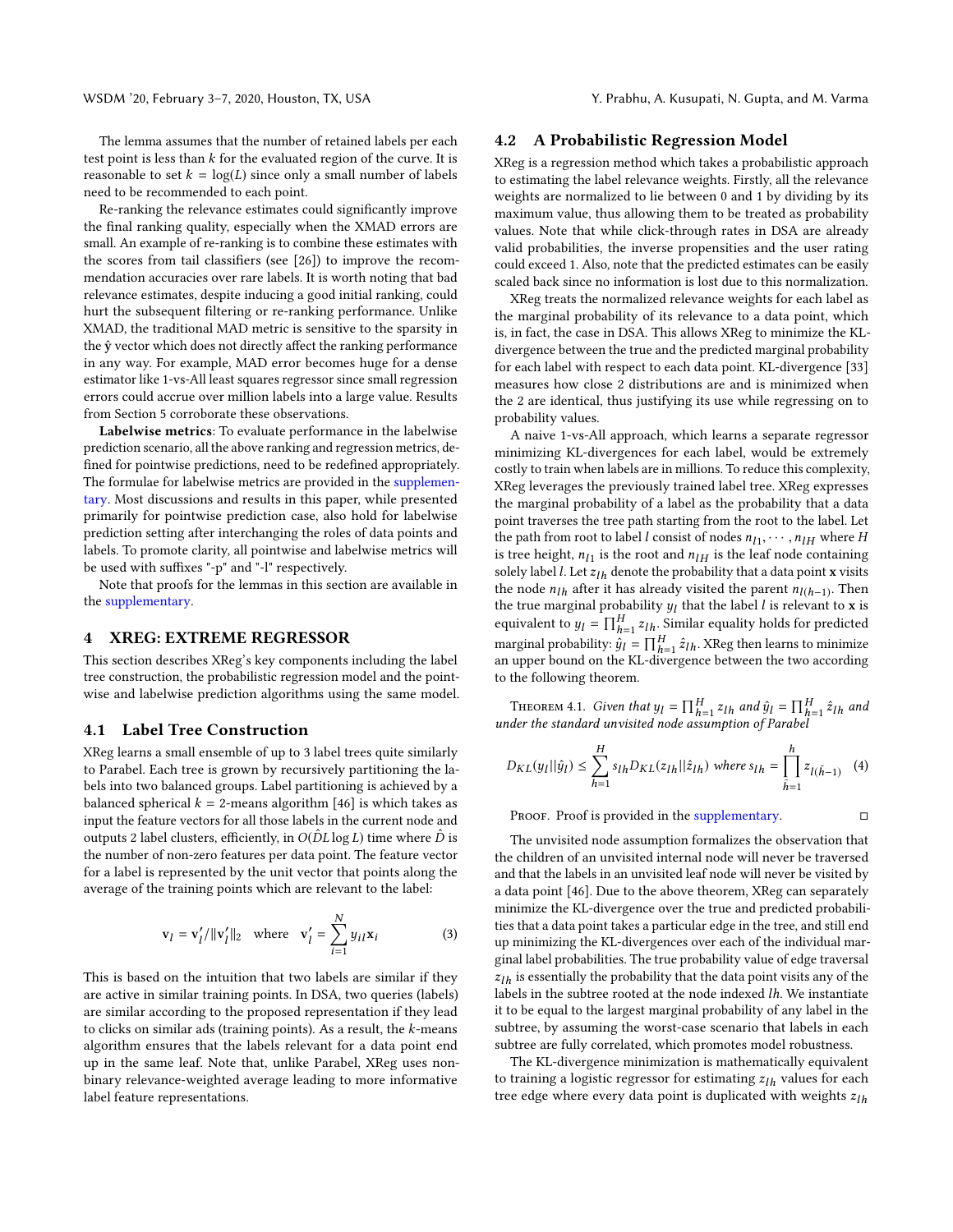The lemma assumes that the number of retained labels per each test point is less than $k$ for the evaluated region of the curve. It is reasonable to set $k = \log(L)$ since only a small number of labels need to be recommended to each point.

Re-ranking the relevance estimates could significantly improve the final ranking quality, especially when the XMAD errors are small. An example of re-ranking is to combine these estimates with the scores from tail classifiers (see [26]) to improve the recommendation accuracies over rare labels. It is worth noting that bad relevance estimates, despite inducing a good initial ranking, could hurt the subsequent filtering or re-ranking performance. Unlike XMAD, the traditional MAD metric is sensitive to the sparsity in the $\hat{\mathbf{y}}$ vector which does not directly affect the ranking performance in any way. For example, MAD error becomes huge for a dense estimator like 1-vs-All least squares regressor since small regression errors could accrue over million labels into a large value. Results from Section 5 corroborate these observations.

**Labelwise metrics**: To evaluate performance in the labelwise prediction scenario, all the above ranking and regression metrics, defined for pointwise predictions, need to be redefined appropriately. The formulae for labelwise metrics are provided in the supplementary. Most discussions and results in this paper, while presented primarily for pointwise prediction case, also hold for labelwise prediction setting after interchanging the roles of data points and labels. To promote clarity, all pointwise and labelwise metrics will be used with suffixes "-p" and "-l" respectively.

Note that proofs for the lemmas in this section are available in the supplementary.

## 4 XREG: EXTREME REGRESSOR

This section describes XReg's key components including the label tree construction, the probabilistic regression model and the pointwise and labelwise prediction algorithms using the same model.

### 4.1 Label Tree Construction

XReg learns a small ensemble of up to 3 label trees quite similarly to Parabel. Each tree is grown by recursively partitioning the labels into two balanced groups. Label partitioning is achieved by a balanced spherical $k = 2$-means algorithm [46] is which takes as input the feature vectors for all those labels in the current node and outputs 2 label clusters, efficiently, in $O(\hat{D}L \log L)$ time where $\hat{D}$ is the number of non-zero features per data point. The feature vector for a label is represented by the unit vector that points along the average of the training points which are relevant to the label:

$$\mathbf{v}_l = \mathbf{v}'_l / \|\mathbf{v}'_l\|_2 \quad \text{where} \quad \mathbf{v}'_l = \sum_{i=1}^{N} y_{il} \mathbf{x}_i \tag{3}$$

This is based on the intuition that two labels are similar if they are active in similar training points. In DSA, two queries (labels) are similar according to the proposed representation if they lead to clicks on similar ads (training points). As a result, the $k$-means algorithm ensures that the labels relevant for a data point end up in the same leaf. Note that, unlike Parabel, XReg uses non-binary relevance-weighted average leading to more informative label feature representations.

### 4.2 A Probabilistic Regression Model

XReg is a regression method which takes a probabilistic approach to estimating the label relevance weights. Firstly, all the relevance weights are normalized to lie between 0 and 1 by dividing by its maximum value, thus allowing them to be treated as probability values. Note that while click-through rates in DSA are already valid probabilities, the inverse propensities and the user rating could exceed 1. Also, note that the predicted estimates can be easily scaled back since no information is lost due to this normalization.

XReg treats the normalized relevance weights for each label as the marginal probability of its relevance to a data point, which is, in fact, the case in DSA. This allows XReg to minimize the KL-divergence between the true and the predicted marginal probability for each label with respect to each data point. KL-divergence [33] measures how close 2 distributions are and is minimized when the 2 are identical, thus justifying its use while regressing on to probability values.

A naive 1-vs-All approach, which learns a separate regressor minimizing KL-divergences for each label, would be extremely costly to train when labels are in millions. To reduce this complexity, XReg leverages the previously trained label tree. XReg expresses the marginal probability of a label as the probability that a data point traverses the tree path starting from the root to the label. Let the path from root to label $l$ consist of nodes $n_{l1}, \cdots, n_{lH}$ where $H$ is tree height, $n_{l1}$ is the root and $n_{lH}$ is the leaf node containing solely label $l$. Let $z_{lh}$ denote the probability that a data point $\mathbf{x}$ visits the node $n_{lh}$ after it has already visited the parent $n_{l(h-1)}$. Then the true marginal probability $y_l$ that the label $l$ is relevant to $\mathbf{x}$ is equivalent to $y_l = \prod_{h=1}^{H} z_{lh}$. Similar equality holds for predicted marginal probability: $\hat{y}_l = \prod_{h=1}^{H} \hat{z}_{lh}$. XReg then learns to minimize an upper bound on the KL-divergence between the two according to the following theorem.

Theorem 4.1. *Given that $y_l = \prod_{h=1}^{H} z_{lh}$ and $\hat{y}_l = \prod_{h=1}^{H} \hat{z}_{lh}$ and under the standard unvisited node assumption of Parabel*

$$D_{KL}(y_l || \hat{y}_l) \leq \sum_{h=1}^{H} s_{lh} D_{KL}(z_{lh} || \hat{z}_{lh}) \text{ where } s_{lh} = \prod_{\bar{h}=1}^{h} z_{l(\bar{h}-1)} \tag{4}$$

Proof. Proof is provided in the supplementary. □

The unvisited node assumption formalizes the observation that the children of an unvisited internal node will never be traversed and that the labels in an unvisited leaf node will never be visited by a data point [46]. Due to the above theorem, XReg can separately minimize the KL-divergence over the true and predicted probabilities that a data point takes a particular edge in the tree, and still end up minimizing the KL-divergences over each of the individual marginal label probabilities. The true probability value of edge traversal $z_{lh}$ is essentially the probability that the data point visits any of the labels in the subtree rooted at the node indexed $lh$. We instantiate it to be equal to the largest marginal probability of any label in the subtree, by assuming the worst-case scenario that labels in each subtree are fully correlated, which promotes model robustness.

The KL-divergence minimization is mathematically equivalent to training a logistic regressor for estimating $z_{lh}$ values for each tree edge where every data point is duplicated with weights $z_{lh}$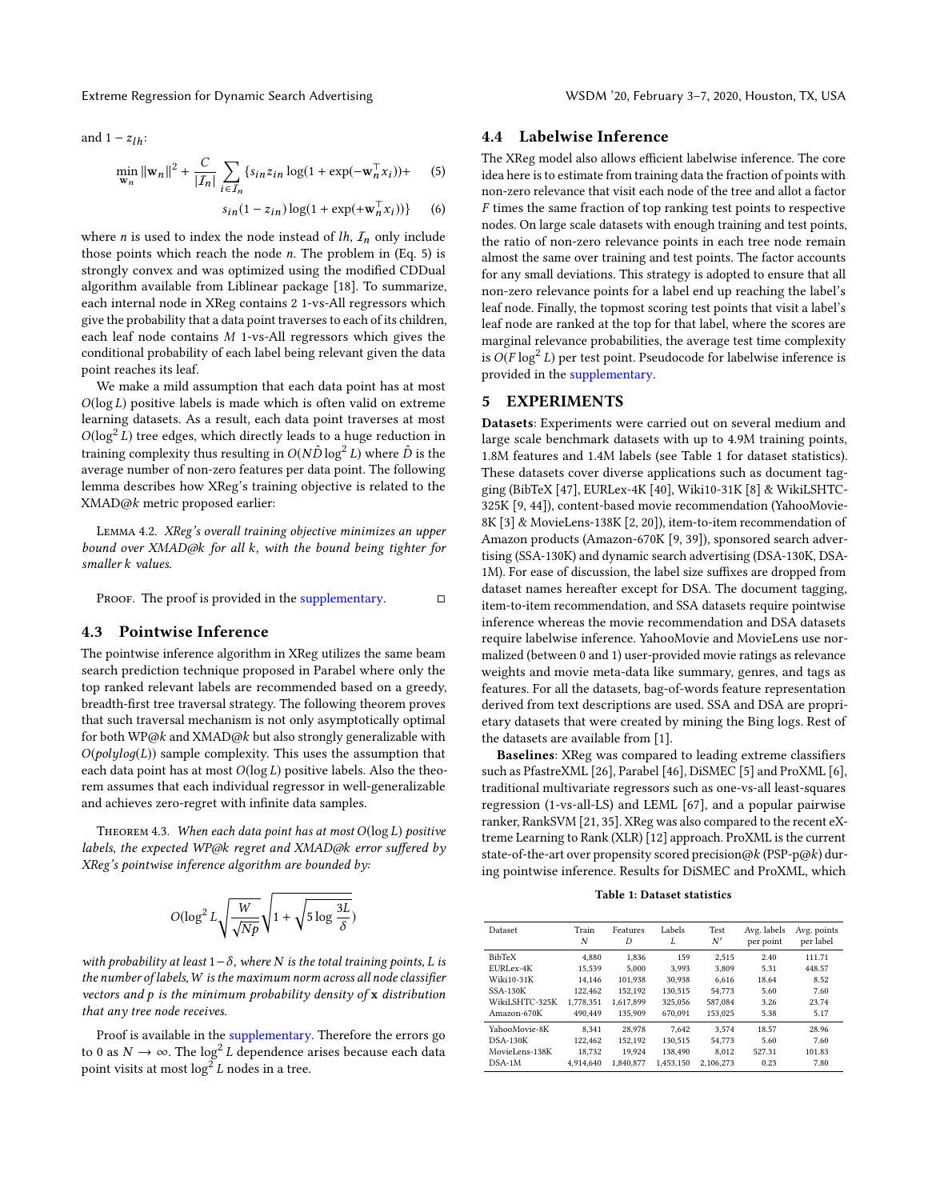and $1 - z_{lh}$:

$$\min_{\mathbf{w}_n} \|\mathbf{w}_n\|^2 + \frac{C}{|\mathcal{I}_n|} \sum_{i \in \mathcal{I}_n} \{s_{in} z_{in} \log(1 + \exp(-\mathbf{w}_n^\top x_i)) + \quad (5)$$

$$s_{in}(1 - z_{in}) \log(1 + \exp(+\mathbf{w}_n^\top x_i))\} \quad (6)$$

where $n$ is used to index the node instead of $lh$, $\mathcal{I}_n$ only include those points which reach the node $n$. The problem in (Eq. 5) is strongly convex and was optimized using the modified CDDual algorithm available from Liblinear package [18]. To summarize, each internal node in XReg contains 2 1-vs-All regressors which give the probability that a data point traverses to each of its children, each leaf node contains $M$ 1-vs-All regressors which gives the conditional probability of each label being relevant given the data point reaches its leaf.

We make a mild assumption that each data point has at most $O(\log L)$ positive labels is made which is often valid on extreme learning datasets. As a result, each data point traverses at most $O(\log^2 L)$ tree edges, which directly leads to a huge reduction in training complexity thus resulting in $O(N\hat{D}\log^2 L)$ where $\hat{D}$ is the average number of non-zero features per data point. The following lemma describes how XReg's training objective is related to the XMAD@$k$ metric proposed earlier:

Lemma 4.2. *XReg's overall training objective minimizes an upper bound over XMAD@k for all k, with the bound being tighter for smaller k values.*

Proof. The proof is provided in the supplementary. □

### 4.3 Pointwise Inference

The pointwise inference algorithm in XReg utilizes the same beam search prediction technique proposed in Parabel where only the top ranked relevant labels are recommended based on a greedy, breadth-first tree traversal strategy. The following theorem proves that such traversal mechanism is not only asymptotically optimal for both WP@$k$ and XMAD@$k$ but also strongly generalizable with $O(polylog(L))$ sample complexity. This uses the assumption that each data point has at most $O(\log L)$ positive labels. Also the theorem assumes that each individual regressor in well-generalizable and achieves zero-regret with infinite data samples.

Theorem 4.3. *When each data point has at most $O(\log L)$ positive labels, the expected WP@k regret and XMAD@k error suffered by XReg's pointwise inference algorithm are bounded by:*

$$O(\log^2 L \sqrt{\frac{W}{\sqrt{Np}}} \sqrt{1 + \sqrt{5 \log \frac{3L}{\delta}}})$$

*with probability at least $1-\delta$, where N is the total training points, L is the number of labels, W is the maximum norm across all node classifier vectors and p is the minimum probability density of $\mathbf{x}$ distribution that any tree node receives.*

Proof is available in the supplementary. Therefore the errors go to 0 as $N \to \infty$. The $\log^2 L$ dependence arises because each data point visits at most $\log^2 L$ nodes in a tree.

### 4.4 Labelwise Inference

The XReg model also allows efficient labelwise inference. The core idea here is to estimate from training data the fraction of points with non-zero relevance that visit each node of the tree and allot a factor $F$ times the same fraction of top ranking test points to respective nodes. On large scale datasets with enough training and test points, the ratio of non-zero relevance points in each tree node remain almost the same over training and test points. The factor accounts for any small deviations. This strategy is adopted to ensure that all non-zero relevance points for a label end up reaching the label's leaf node. Finally, the topmost scoring test points that visit a label's leaf node are ranked at the top for that label, where the scores are marginal relevance probabilities, the average test time complexity is $O(F \log^2 L)$ per test point. Pseudocode for labelwise inference is provided in the supplementary.

## 5 EXPERIMENTS

**Datasets**: Experiments were carried out on several medium and large scale benchmark datasets with up to 4.9M training points, 1.8M features and 1.4M labels (see Table 1 for dataset statistics). These datasets cover diverse applications such as document tagging (BibTeX [47], EURLex-4K [40], Wiki10-31K [8] & WikiLSHTC-325K [9, 44]), content-based movie recommendation (YahooMovie-8K [3] & MovieLens-138K [2, 20]), item-to-item recommendation of Amazon products (Amazon-670K [9, 39]), sponsored search advertising (SSA-130K) and dynamic search advertising (DSA-130K, DSA-1M). For ease of discussion, the label size suffixes are dropped from dataset names hereafter except for DSA. The document tagging, item-to-item recommendation, and SSA datasets require pointwise inference whereas the movie recommendation and DSA datasets require labelwise inference. YahooMovie and MovieLens use normalized (between 0 and 1) user-provided movie ratings as relevance weights and movie meta-data like summary, genres, and tags as features. For all the datasets, bag-of-words feature representation derived from text descriptions are used. SSA and DSA are proprietary datasets that were created by mining the Bing logs. Rest of the datasets are available from [1].

**Baselines**: XReg was compared to leading extreme classifiers such as PfastreXML [26], Parabel [46], DiSMEC [5] and ProXML [6], traditional multivariate regressors such as one-vs-all least-squares regression (1-vs-all-LS) and LEML [67], and a popular pairwise ranker, RankSVM [21, 35]. XReg was also compared to the recent eXtreme Learning to Rank (XLR) [12] approach. ProXML is the current state-of-the-art over propensity scored precision@$k$ (PSP-p@$k$) during pointwise inference. Results for DiSMEC and ProXML, which

**Table 1: Dataset statistics**

| Dataset | Train $N$ | Features $D$ | Labels $L$ | Test $N'$ | Avg. labels per point | Avg. points per label |
|---|---|---|---|---|---|---|
| BibTeX | 4,880 | 1,836 | 159 | 2,515 | 2.40 | 111.71 |
| EURLex-4K | 15,539 | 5,000 | 3,993 | 3,809 | 5.31 | 448.57 |
| Wiki10-31K | 14,146 | 101,938 | 30,938 | 6,616 | 18.64 | 8.52 |
| SSA-130K | 122,462 | 152,192 | 130,515 | 54,773 | 5.60 | 7.60 |
| WikiLSHTC-325K | 1,778,351 | 1,617,899 | 325,056 | 587,084 | 3.26 | 23.74 |
| Amazon-670K | 490,449 | 135,909 | 670,091 | 153,025 | 5.38 | 5.17 |
| YahooMovie-8K | 8,341 | 28,978 | 7,642 | 3,574 | 18.57 | 28.96 |
| DSA-130K | 122,462 | 152,192 | 130,515 | 54,773 | 5.60 | 7.60 |
| MovieLens-138K | 18,732 | 19,924 | 138,490 | 8,012 | 527.31 | 101.83 |
| DSA-1M | 4,914,640 | 1,840,877 | 1,453,150 | 2,106,273 | 0.23 | 7.80 |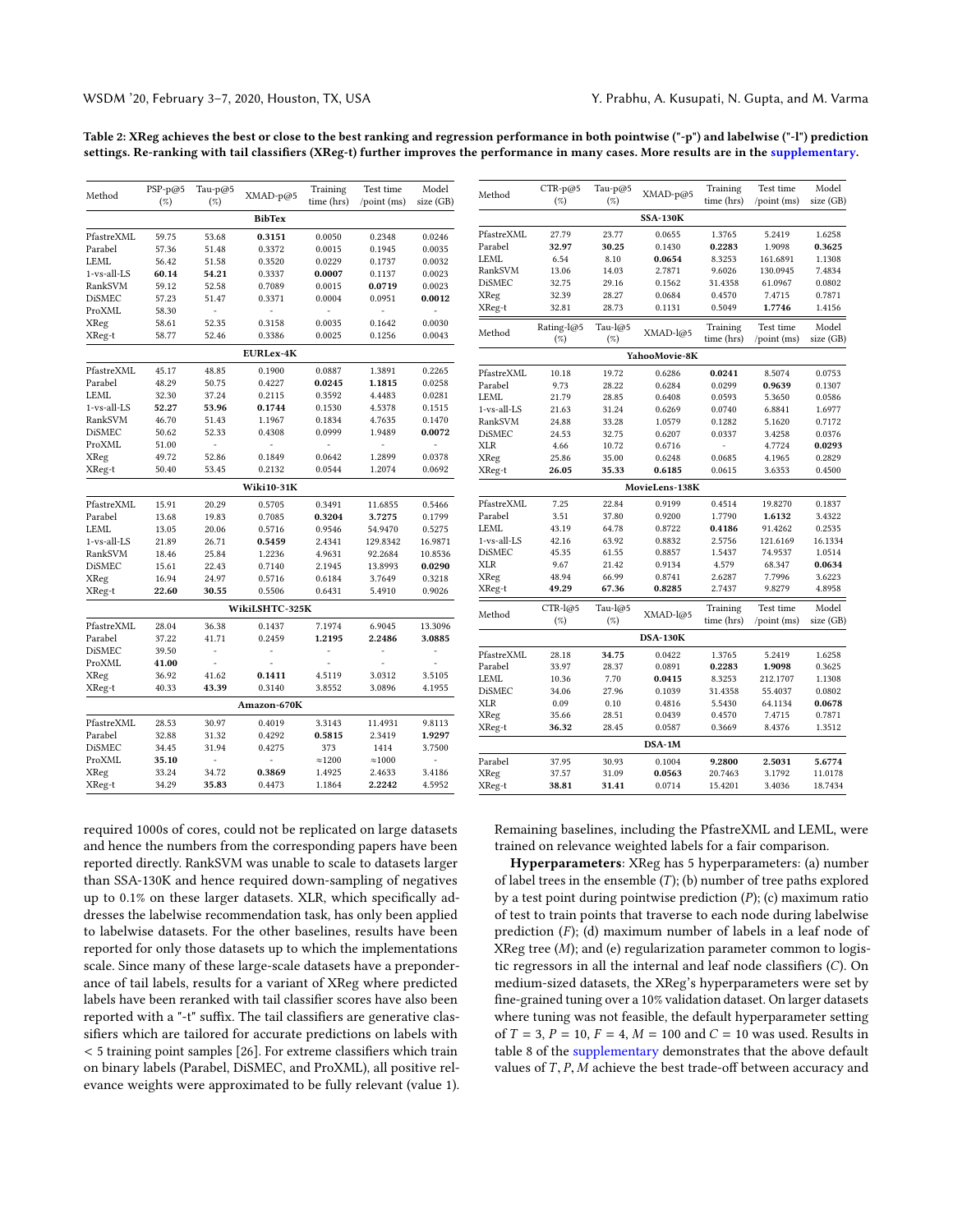**Table 2: XReg achieves the best or close to the best ranking and regression performance in both pointwise ("-p") and labelwise ("-l") prediction settings. Re-ranking with tail classifiers (XReg-t) further improves the performance in many cases. More results are in the supplementary.**

| Method | PSP-p@5 (%) | Tau-p@5 (%) | XMAD-p@5 | Training time (hrs) | Test time /point (ms) | Model size (GB) |
|---|---|---|---|---|---|---|
| **BibTex** | | | | | | |
| PfastreXML | 59.75 | 53.68 | **0.3151** | 0.0050 | 0.2348 | 0.0246 |
| Parabel | 57.36 | 51.48 | 0.3372 | 0.0015 | 0.1945 | 0.0035 |
| LEML | 56.42 | 51.58 | 0.3520 | 0.0229 | 0.1737 | 0.0032 |
| 1-vs-all-LS | **60.14** | **54.21** | 0.3337 | **0.0007** | 0.1137 | 0.0023 |
| RankSVM | 59.12 | 52.58 | 0.7089 | 0.0015 | **0.0719** | 0.0023 |
| DiSMEC | 57.23 | 51.47 | 0.3371 | 0.0004 | 0.0951 | **0.0012** |
| ProXML | 58.30 | - | - | - | - | - |
| XReg | 58.61 | 52.35 | 0.3158 | 0.0035 | 0.1642 | 0.0030 |
| XReg-t | 58.77 | 52.46 | 0.3386 | 0.0025 | 0.1256 | 0.0043 |
| **EURLex-4K** | | | | | | |
| PfastreXML | 45.17 | 48.85 | 0.1900 | 0.0887 | 1.3891 | 0.2265 |
| Parabel | 48.29 | 50.75 | 0.4227 | **0.0245** | **1.1815** | 0.0258 |
| LEML | 32.30 | 37.24 | 0.2115 | 0.3592 | 4.4483 | 0.0281 |
| 1-vs-all-LS | **52.27** | **53.96** | **0.1744** | 0.1530 | 4.5378 | 0.1515 |
| RankSVM | 46.70 | 51.43 | 1.1967 | 0.1834 | 4.7635 | 0.1470 |
| DiSMEC | 50.62 | 52.33 | 0.4308 | 0.0999 | 1.9489 | **0.0072** |
| ProXML | 51.00 | - | - | - | - | - |
| XReg | 49.72 | 52.86 | 0.1849 | 0.0642 | 1.2899 | 0.0378 |
| XReg-t | 50.40 | 53.45 | 0.2132 | 0.0544 | 1.2074 | 0.0692 |
| **Wiki10-31K** | | | | | | |
| PfastreXML | 15.91 | 20.29 | 0.5705 | 0.3491 | 11.6855 | 0.5466 |
| Parabel | 13.68 | 19.83 | 0.7085 | **0.3204** | **3.7275** | 0.1799 |
| LEML | 13.05 | 20.06 | 0.5716 | 0.9546 | 54.9470 | 0.5275 |
| 1-vs-all-LS | 21.89 | 26.71 | **0.5459** | 2.4341 | 129.8342 | 16.9871 |
| RankSVM | 18.46 | 25.84 | 1.2236 | 4.9631 | 92.2684 | 10.8536 |
| DiSMEC | 15.61 | 22.43 | 0.7140 | 2.1945 | 13.8993 | **0.0290** |
| XReg | 16.94 | 24.97 | 0.5716 | 0.6184 | 3.7649 | 0.3218 |
| XReg-t | **22.60** | **30.55** | 0.5506 | 0.6431 | 5.4910 | 0.9026 |
| **WikiLSHTC-325K** | | | | | | |
| PfastreXML | 28.04 | 36.38 | 0.1437 | 7.1974 | 6.9045 | 13.3096 |
| Parabel | 37.22 | 41.71 | 0.2459 | **1.2195** | **2.2486** | **3.0885** |
| DiSMEC | 39.50 | - | - | - | - | - |
| ProXML | **41.00** | - | - | - | - | - |
| XReg | 36.92 | 41.62 | **0.1411** | 4.5119 | 3.0312 | 3.5105 |
| XReg-t | 40.33 | **43.39** | 0.3140 | 3.8552 | 3.0896 | 4.1955 |
| **Amazon-670K** | | | | | | |
| PfastreXML | 28.53 | 30.97 | 0.4019 | 3.3143 | 11.4931 | 9.8113 |
| Parabel | 32.88 | 31.32 | 0.4292 | **0.5815** | 2.3419 | **1.9297** |
| DiSMEC | 34.45 | 31.94 | 0.4275 | 373 | 1414 | 3.7500 |
| ProXML | **35.10** | - | - | ≈1200 | ≈1000 | - |
| XReg | 33.24 | 34.72 | **0.3869** | 1.4925 | 2.4633 | 3.4186 |
| XReg-t | 34.29 | **35.83** | 0.4473 | 1.1864 | **2.2242** | 4.5952 |

| Method | CTR-p@5 (%) | Tau-p@5 (%) | XMAD-p@5 | Training time (hrs) | Test time /point (ms) | Model size (GB) |
|---|---|---|---|---|---|---|
| **SSA-130K** | | | | | | |
| PfastreXML | 27.79 | 23.77 | 0.0655 | 1.3765 | 5.2419 | 1.6258 |
| Parabel | **32.97** | **30.25** | 0.1430 | **0.2283** | 1.9098 | **0.3625** |
| LEML | 6.54 | 8.10 | **0.0654** | 8.3253 | 161.6891 | 1.1308 |
| RankSVM | 13.06 | 14.03 | 2.7871 | 9.6026 | 130.0945 | 7.4834 |
| DiSMEC | 32.75 | 29.16 | 0.1562 | 31.4358 | 61.0967 | 0.0802 |
| XReg | 32.39 | 28.27 | 0.0684 | 0.4570 | 7.4715 | 0.7871 |
| XReg-t | 32.81 | 28.73 | 0.1131 | 0.5049 | **1.7746** | 1.4156 |

| Method | Rating-l@5 (%) | Tau-l@5 (%) | XMAD-l@5 | Training time (hrs) | Test time /point (ms) | Model size (GB) |
|---|---|---|---|---|---|---|
| **YahooMovie-8K** | | | | | | |
| PfastreXML | 10.18 | 19.72 | 0.6286 | **0.0241** | 8.5074 | 0.0753 |
| Parabel | 9.73 | 28.22 | 0.6284 | 0.0299 | **0.9639** | 0.1307 |
| LEML | 21.79 | 28.85 | 0.6408 | 0.0593 | 5.3650 | 0.0586 |
| 1-vs-all-LS | 21.63 | 31.24 | 0.6269 | 0.0740 | 6.8841 | 1.6977 |
| RankSVM | 24.88 | 33.28 | 1.0579 | 0.1282 | 5.1620 | 0.7172 |
| DiSMEC | 24.53 | 32.75 | 0.6207 | 0.0337 | 3.4258 | 0.0376 |
| XLR | 4.66 | 10.72 | 0.6716 | - | 4.7724 | **0.0293** |
| XReg | 25.86 | 35.00 | 0.6248 | 0.0685 | 4.1965 | 0.2829 |
| XReg-t | **26.05** | **35.33** | **0.6185** | 0.0615 | 3.6353 | 0.4500 |
| **MovieLens-138K** | | | | | | |
| PfastreXML | 7.25 | 22.84 | 0.9199 | 0.4514 | 19.8270 | 0.1837 |
| Parabel | 3.51 | 37.80 | 0.9200 | 1.7790 | **1.6132** | 3.4322 |
| LEML | 43.19 | 64.78 | 0.8722 | **0.4186** | 91.4262 | 0.2535 |
| 1-vs-all-LS | 42.16 | 63.92 | 0.8832 | 2.5756 | 121.6169 | 16.1334 |
| DiSMEC | 45.35 | 61.55 | 0.8857 | 1.5437 | 74.9537 | 1.0514 |
| XLR | 9.67 | 21.42 | 0.9134 | 4.579 | 68.347 | **0.0634** |
| XReg | 48.94 | 66.99 | 0.8741 | 2.6287 | 7.7996 | 3.6223 |
| XReg-t | **49.29** | **67.36** | **0.8285** | 2.7437 | 9.8279 | 4.8958 |

| Method | CTR-l@5 (%) | Tau-l@5 (%) | XMAD-l@5 | Training time (hrs) | Test time /point (ms) | Model size (GB) |
|---|---|---|---|---|---|---|
| **DSA-130K** | | | | | | |
| PfastreXML | 28.18 | **34.75** | 0.0422 | 1.3765 | 5.2419 | 1.6258 |
| Parabel | 33.97 | 28.37 | 0.0891 | **0.2283** | **1.9098** | 0.3625 |
| LEML | 10.36 | 7.70 | **0.0415** | 8.3253 | 212.1707 | 1.1308 |
| DiSMEC | 34.06 | 27.96 | 0.1039 | 31.4358 | 55.4037 | 0.0802 |
| XLR | 0.09 | 0.10 | 0.4816 | 5.5430 | 64.1134 | **0.0678** |
| XReg | 35.66 | 28.51 | 0.0439 | 0.4570 | 7.4715 | 0.7871 |
| XReg-t | **36.32** | 28.45 | 0.0587 | 0.3669 | 8.4376 | 1.3512 |
| **DSA-1M** | | | | | | |
| Parabel | 37.95 | 30.93 | 0.1004 | **9.2800** | **2.5031** | **5.6774** |
| XReg | 37.57 | 31.09 | **0.0563** | 20.7463 | 3.1792 | 11.0178 |
| XReg-t | **38.81** | **31.41** | 0.0714 | 15.4201 | 3.4036 | 18.7434 |

required 1000s of cores, could not be replicated on large datasets and hence the numbers from the corresponding papers have been reported directly. RankSVM was unable to scale to datasets larger than SSA-130K and hence required down-sampling of negatives up to 0.1% on these larger datasets. XLR, which specifically addresses the labelwise recommendation task, has only been applied to labelwise datasets. For the other baselines, results have been reported for only those datasets up to which the implementations scale. Since many of these large-scale datasets have a preponderance of tail labels, results for a variant of XReg where predicted labels have been reranked with tail classifier scores have also been reported with a "-t" suffix. The tail classifiers are generative classifiers which are tailored for accurate predictions on labels with < 5 training point samples [26]. For extreme classifiers which train on binary labels (Parabel, DiSMEC, and ProXML), all positive relevance weights were approximated to be fully relevant (value 1). Remaining baselines, including the PfastreXML and LEML, were trained on relevance weighted labels for a fair comparison.

**Hyperparameters**: XReg has 5 hyperparameters: (a) number of label trees in the ensemble ($T$); (b) number of tree paths explored by a test point during pointwise prediction ($P$); (c) maximum ratio of test to train points that traverse to each node during labelwise prediction ($F$); (d) maximum number of labels in a leaf node of XReg tree ($M$); and (e) regularization parameter common to logistic regressors in all the internal and leaf node classifiers ($C$). On medium-sized datasets, the XReg's hyperparameters were set by fine-grained tuning over a 10% validation dataset. On larger datasets where tuning was not feasible, the default hyperparameter setting of $T = 3$, $P = 10$, $F = 4$, $M = 100$ and $C = 10$ was used. Results in table 8 of the supplementary demonstrates that the above default values of $T$, $P$, $M$ achieve the best trade-off between accuracy and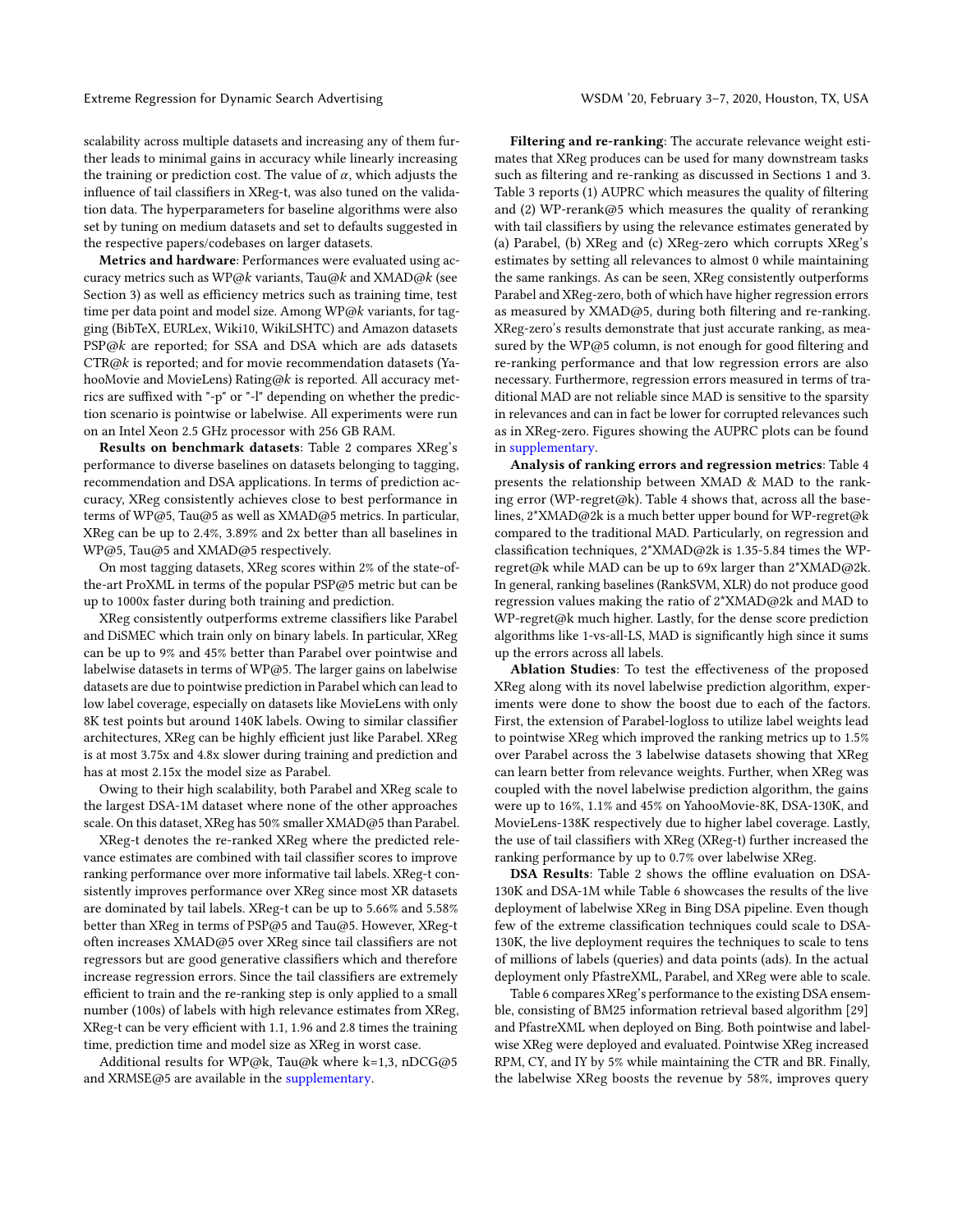scalability across multiple datasets and increasing any of them further leads to minimal gains in accuracy while linearly increasing the training or prediction cost. The value of $\alpha$, which adjusts the influence of tail classifiers in XReg-t, was also tuned on the validation data. The hyperparameters for baseline algorithms were also set by tuning on medium datasets and set to defaults suggested in the respective papers/codebases on larger datasets.

**Metrics and hardware**: Performances were evaluated using accuracy metrics such as WP@$k$ variants, Tau@$k$ and XMAD@$k$ (see Section 3) as well as efficiency metrics such as training time, test time per data point and model size. Among WP@$k$ variants, for tagging (BibTeX, EURLex, Wiki10, WikiLSHTC) and Amazon datasets PSP@$k$ are reported; for SSA and DSA which are ads datasets CTR@$k$ is reported; and for movie recommendation datasets (YahooMovie and MovieLens) Rating@$k$ is reported. All accuracy metrics are suffixed with "-p" or "-l" depending on whether the prediction scenario is pointwise or labelwise. All experiments were run on an Intel Xeon 2.5 GHz processor with 256 GB RAM.

**Results on benchmark datasets**: Table 2 compares XReg's performance to diverse baselines on datasets belonging to tagging, recommendation and DSA applications. In terms of prediction accuracy, XReg consistently achieves close to best performance in terms of WP@5, Tau@5 as well as XMAD@5 metrics. In particular, XReg can be up to 2.4%, 3.89% and 2x better than all baselines in WP@5, Tau@5 and XMAD@5 respectively.

On most tagging datasets, XReg scores within 2% of the state-of-the-art ProXML in terms of the popular PSP@5 metric but can be up to 1000x faster during both training and prediction.

XReg consistently outperforms extreme classifiers like Parabel and DiSMEC which train only on binary labels. In particular, XReg can be up to 9% and 45% better than Parabel over pointwise and labelwise datasets in terms of WP@5. The larger gains on labelwise datasets are due to pointwise prediction in Parabel which can lead to low label coverage, especially on datasets like MovieLens with only 8K test points but around 140K labels. Owing to similar classifier architectures, XReg can be highly efficient just like Parabel. XReg is at most 3.75x and 4.8x slower during training and prediction and has at most 2.15x the model size as Parabel.

Owing to their high scalability, both Parabel and XReg scale to the largest DSA-1M dataset where none of the other approaches scale. On this dataset, XReg has 50% smaller XMAD@5 than Parabel.

XReg-t denotes the re-ranked XReg where the predicted relevance estimates are combined with tail classifier scores to improve ranking performance over more informative tail labels. XReg-t consistently improves performance over XReg since most XR datasets are dominated by tail labels. XReg-t can be up to 5.66% and 5.58% better than XReg in terms of PSP@5 and Tau@5. However, XReg-t often increases XMAD@5 over XReg since tail classifiers are not regressors but are good generative classifiers which and therefore increase regression errors. Since the tail classifiers are extremely efficient to train and the re-ranking step is only applied to a small number (100s) of labels with high relevance estimates from XReg, XReg-t can be very efficient with 1.1, 1.96 and 2.8 times the training time, prediction time and model size as XReg in worst case.

Additional results for WP@k, Tau@k where k=1,3, nDCG@5 and XRMSE@5 are available in the supplementary.

**Filtering and re-ranking**: The accurate relevance weight estimates that XReg produces can be used for many downstream tasks such as filtering and re-ranking as discussed in Sections 1 and 3. Table 3 reports (1) AUPRC which measures the quality of filtering and (2) WP-rerank@5 which measures the quality of reranking with tail classifiers by using the relevance estimates generated by (a) Parabel, (b) XReg and (c) XReg-zero which corrupts XReg's estimates by setting all relevances to almost 0 while maintaining the same rankings. As can be seen, XReg consistently outperforms Parabel and XReg-zero, both of which have higher regression errors as measured by XMAD@5, during both filtering and re-ranking. XReg-zero's results demonstrate that just accurate ranking, as measured by the WP@5 column, is not enough for good filtering and re-ranking performance and that low regression errors are also necessary. Furthermore, regression errors measured in terms of traditional MAD are not reliable since MAD is sensitive to the sparsity in relevances and can in fact be lower for corrupted relevances such as in XReg-zero. Figures showing the AUPRC plots can be found in supplementary.

**Analysis of ranking errors and regression metrics**: Table 4 presents the relationship between XMAD & MAD to the ranking error (WP-regret@k). Table 4 shows that, across all the baselines, 2*XMAD@2k is a much better upper bound for WP-regret@k compared to the traditional MAD. Particularly, on regression and classification techniques, 2*XMAD@2k is 1.35-5.84 times the WP-regret@k while MAD can be up to 69x larger than 2*XMAD@2k. In general, ranking baselines (RankSVM, XLR) do not produce good regression values making the ratio of 2*XMAD@2k and MAD to WP-regret@k much higher. Lastly, for the dense score prediction algorithms like 1-vs-all-LS, MAD is significantly high since it sums up the errors across all labels.

**Ablation Studies**: To test the effectiveness of the proposed XReg along with its novel labelwise prediction algorithm, experiments were done to show the boost due to each of the factors. First, the extension of Parabel-logloss to utilize label weights lead to pointwise XReg which improved the ranking metrics up to 1.5% over Parabel across the 3 labelwise datasets showing that XReg can learn better from relevance weights. Further, when XReg was coupled with the novel labelwise prediction algorithm, the gains were up to 16%, 1.1% and 45% on YahooMovie-8K, DSA-130K, and MovieLens-138K respectively due to higher label coverage. Lastly, the use of tail classifiers with XReg (XReg-t) further increased the ranking performance by up to 0.7% over labelwise XReg.

**DSA Results**: Table 2 shows the offline evaluation on DSA-130K and DSA-1M while Table 6 showcases the results of the live deployment of labelwise XReg in Bing DSA pipeline. Even though few of the extreme classification techniques could scale to DSA-130K, the live deployment requires the techniques to scale to tens of millions of labels (queries) and data points (ads). In the actual deployment only PfastreXML, Parabel, and XReg were able to scale.

Table 6 compares XReg's performance to the existing DSA ensemble, consisting of BM25 information retrieval based algorithm [29] and PfastreXML when deployed on Bing. Both pointwise and labelwise XReg were deployed and evaluated. Pointwise XReg increased RPM, CY, and IY by 5% while maintaining the CTR and BR. Finally, the labelwise XReg boosts the revenue by 58%, improves query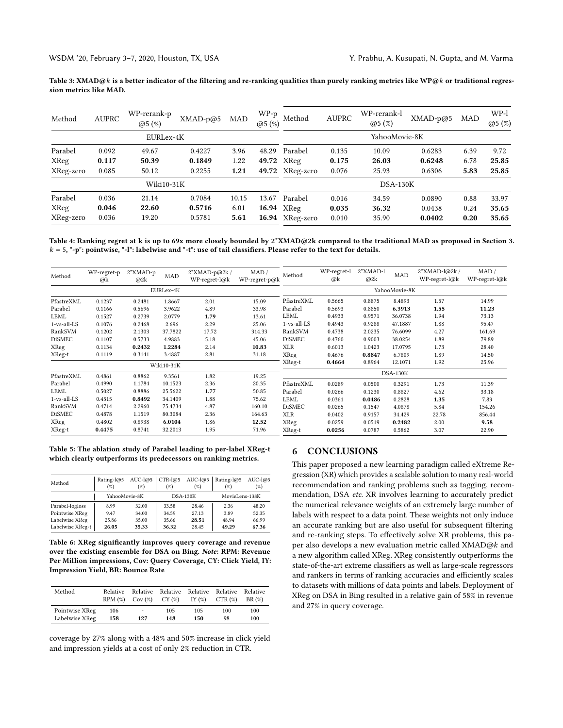Table 3: XMAD@$k$ is a better indicator of the filtering and re-ranking qualities than purely ranking metrics like WP@$k$ or traditional regression metrics like MAD.

| Method | AUPRC | WP-rerank-p @5 (%) | XMAD-p@5 | MAD | WP-p @5 (%) | Method | AUPRC | WP-rerank-l @5 (%) | XMAD-p@5 | MAD | WP-l @5 (%) |
|---|---|---|---|---|---|---|---|---|---|---|---|
| EURLex-4K | | | | | | YahooMovie-8K | | | | | |
| Parabel | 0.092 | 49.67 | 0.4227 | 3.96 | 48.29 | Parabel | 0.135 | 10.09 | 0.6283 | 6.39 | 9.72 |
| XReg | **0.117** | **50.39** | **0.1849** | 1.22 | **49.72** | XReg | **0.175** | **26.03** | **0.6248** | 6.78 | **25.85** |
| XReg-zero | 0.085 | 50.12 | 0.2255 | **1.21** | **49.72** | XReg-zero | 0.076 | 25.93 | 0.6306 | **5.83** | **25.85** |
| Wiki10-31K | | | | | | DSA-130K | | | | | |
| Parabel | 0.036 | 21.14 | 0.7084 | 10.15 | 13.67 | Parabel | 0.016 | 34.59 | 0.0890 | 0.88 | 33.97 |
| XReg | **0.046** | **22.60** | **0.5716** | 6.01 | **16.94** | XReg | **0.035** | **36.32** | 0.0438 | 0.24 | **35.65** |
| XReg-zero | 0.036 | 19.20 | 0.5781 | **5.61** | **16.94** | XReg-zero | 0.010 | 35.90 | **0.0402** | **0.20** | **35.65** |

Table 4: Ranking regret at k is up to 69x more closely bounded by 2*XMAD@2k compared to the traditional MAD as proposed in Section 3. $k = 5$, "-p": pointwise, "-l": labelwise and "-t": use of tail classifiers. Please refer to the text for details.

| Method | WP-regret-p @k | 2*XMAD-p @2k | MAD | 2*XMAD-p@2k / WP-regret-l@k | MAD / WP-regret-p@k | Method | WP-regret-l @k | 2*XMAD-l @2k | MAD | 2*XMAD-l@2k / WP-regret-l@k | MAD / WP-regret-l@k |
|---|---|---|---|---|---|---|---|---|---|---|---|
| EURLex-4K | | | | | | YahooMovie-8K | | | | | |
| PfastreXML | 0.1237 | 0.2481 | 1.8667 | 2.01 | 15.09 | PfastreXML | 0.5665 | 0.8875 | 8.4893 | 1.57 | 14.99 |
| Parabel | 0.1166 | 0.5696 | 3.9622 | 4.89 | 33.98 | Parabel | 0.5693 | 0.8850 | **6.3913** | **1.55** | **11.23** |
| LEML | 0.1527 | 0.2739 | 2.0779 | **1.79** | 13.61 | LEML | 0.4933 | 0.9571 | 36.0738 | 1.94 | 73.13 |
| 1-vs-all-LS | 0.1076 | 0.2468 | 2.696 | 2.29 | 25.06 | 1-vs-all-LS | 0.4943 | 0.9288 | 47.1887 | 1.88 | 95.47 |
| RankSVM | 0.1202 | 2.1303 | 37.7822 | 17.72 | 314.33 | RankSVM | 0.4738 | 2.0235 | 76.6099 | 4.27 | 161.69 |
| DiSMEC | 0.1107 | 0.5733 | 4.9883 | 5.18 | 45.06 | DiSMEC | 0.4760 | 0.9003 | 38.0254 | 1.89 | 79.89 |
| XReg | 0.1134 | **0.2432** | **1.2284** | 2.14 | **10.83** | XLR | 0.6013 | 1.0423 | 17.0795 | 1.73 | 28.40 |
| XReg-t | 0.1119 | 0.3141 | 3.4887 | 2.81 | 31.18 | XReg | 0.4676 | **0.8847** | 6.7809 | 1.89 | 14.50 |
| | | | | | | XReg-t | **0.4664** | 0.8964 | 12.1071 | 1.92 | 25.96 |
| Wiki10-31K | | | | | | DSA-130K | | | | | |
| PfastreXML | 0.4861 | 0.8862 | 9.3561 | 1.82 | 19.25 | PfastreXML | 0.0289 | 0.0500 | 0.3291 | 1.73 | 11.39 |
| Parabel | 0.4990 | 1.1784 | 10.1523 | 2.36 | 20.35 | Parabel | 0.0266 | 0.1230 | 0.8827 | 4.62 | 33.18 |
| LEML | 0.5027 | 0.8886 | 25.5622 | **1.77** | 50.85 | LEML | 0.0361 | **0.0486** | 0.2828 | **1.35** | 7.83 |
| 1-vs-all-LS | 0.4515 | **0.8492** | 34.1409 | 1.88 | 75.62 | DiSMEC | 0.0265 | 0.1547 | 4.0878 | 5.84 | 154.26 |
| RankSVM | 0.4714 | 2.2960 | 75.4734 | 4.87 | 160.10 | XLR | 0.0402 | 0.9157 | 34.429 | 22.78 | 856.44 |
| DiSMEC | 0.4878 | 1.1519 | 80.3084 | 2.36 | 164.63 | XReg | 0.0259 | 0.0519 | **0.2482** | 2.00 | **9.58** |
| XReg | 0.4802 | 0.8938 | **6.0104** | 1.86 | **12.52** | XReg-t | **0.0256** | 0.0787 | 0.5862 | 3.07 | 22.90 |
| XReg-t | **0.4475** | 0.8741 | 32.2013 | 1.95 | 71.96 | | | | | | |

Table 5: The ablation study of Parabel leading to per-label XReg-t which clearly outperforms its predecessors on ranking metrics.

| Method | Rating-l@5 (%) | AUC-l@5 (%) | CTR-l@5 (%) | AUC-l@5 (%) | Rating-l@5 (%) | AUC-l@5 (%) |
|---|---|---|---|---|---|---|
| | YahooMovie-8K | | DSA-130K | | MovieLens-138K | |
| Parabel-logloss | 8.99 | 32.00 | 33.58 | 28.46 | 2.36 | 48.20 |
| Pointwise XReg | 9.47 | 34.00 | 34.59 | 27.13 | 3.89 | 52.35 |
| Labelwise XReg | 25.86 | 35.00 | 35.66 | **28.51** | 48.94 | 66.99 |
| Labelwise XReg-t | **26.05** | **35.33** | **36.32** | 28.45 | **49.29** | **67.36** |

Table 6: XReg significantly improves query coverage and revenue over the existing ensemble for DSA on Bing. *Note*: RPM: Revenue Per Million impressions, Cov: Query Coverage, CY: Click Yield, IY: Impression Yield, BR: Bounce Rate

| Method | Relative RPM (%) | Relative Cov (%) | Relative CY (%) | Relative IY (%) | Relative CTR (%) | Relative BR (%) |
|---|---|---|---|---|---|---|
| Pointwise XReg | 106 | - | 105 | 105 | 100 | 100 |
| Labelwise XReg | **158** | **127** | **148** | **150** | 98 | 100 |

coverage by 27% along with a 48% and 50% increase in click yield and impression yields at a cost of only 2% reduction in CTR.

## 6 CONCLUSIONS

This paper proposed a new learning paradigm called eXtreme Regression (XR) which provides a scalable solution to many real-world recommendation and ranking problems such as tagging, recommendation, DSA *etc.* XR involves learning to accurately predict the numerical relevance weights of an extremely large number of labels with respect to a data point. These weights not only induce an accurate ranking but are also useful for subsequent filtering and re-ranking steps. To effectively solve XR problems, this paper also develops a new evaluation metric called XMAD@$k$ and a new algorithm called XReg. XReg consistently outperforms the state-of-the-art extreme classifiers as well as large-scale regressors and rankers in terms of ranking accuracies and efficiently scales to datasets with millions of data points and labels. Deployment of XReg on DSA in Bing resulted in a relative gain of 58% in revenue and 27% in query coverage.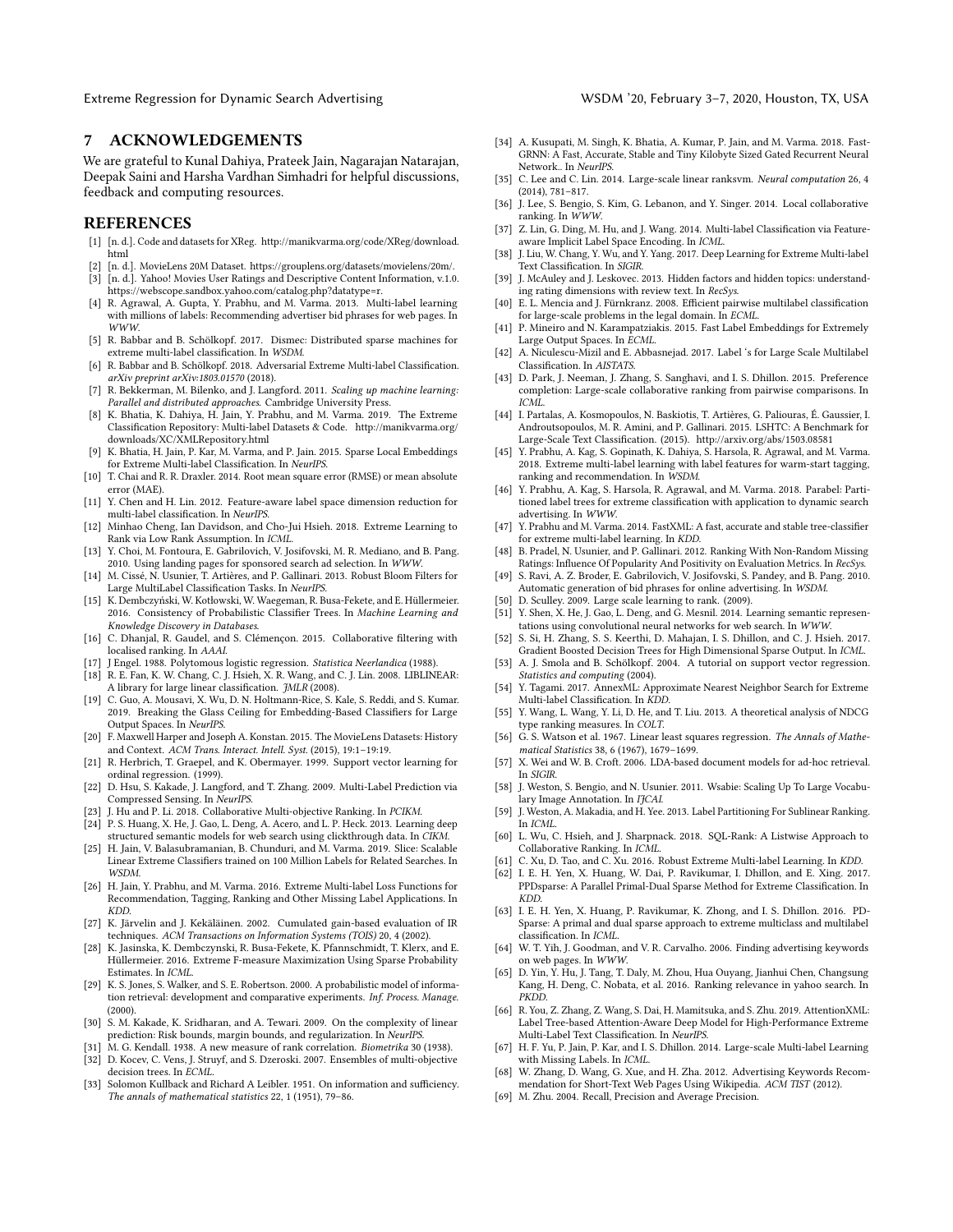## 7 ACKNOWLEDGEMENTS

We are grateful to Kunal Dahiya, Prateek Jain, Nagarajan Natarajan, Deepak Saini and Harsha Vardhan Simhadri for helpful discussions, feedback and computing resources.

## REFERENCES

- [1] [n. d.]. Code and datasets for XReg. http://manikvarma.org/code/XReg/download.html
- [2] [n. d.]. MovieLens 20M Dataset. https://grouplens.org/datasets/movielens/20m/.
- [3] [n. d.]. Yahoo! Movies User Ratings and Descriptive Content Information, v.1.0. https://webscope.sandbox.yahoo.com/catalog.php?datatype=r.
- [4] R. Agrawal, A. Gupta, Y. Prabhu, and M. Varma. 2013. Multi-label learning with millions of labels: Recommending advertiser bid phrases for web pages. In *WWW*.
- [5] R. Babbar and B. Schölkopf. 2017. Dismec: Distributed sparse machines for extreme multi-label classification. In *WSDM*.
- [6] R. Babbar and B. Schölkopf. 2018. Adversarial Extreme Multi-label Classification. *arXiv preprint arXiv:1803.01570* (2018).
- [7] R. Bekkerman, M. Bilenko, and J. Langford. 2011. *Scaling up machine learning: Parallel and distributed approaches*. Cambridge University Press.
- [8] K. Bhatia, K. Dahiya, H. Jain, Y. Prabhu, and M. Varma. 2019. The Extreme Classification Repository: Multi-label Datasets & Code. http://manikvarma.org/downloads/XC/XMLRepository.html
- [9] K. Bhatia, H. Jain, P. Kar, M. Varma, and P. Jain. 2015. Sparse Local Embeddings for Extreme Multi-label Classification. In *NeurIPS*.
- [10] T. Chai and R. R. Draxler. 2014. Root mean square error (RMSE) or mean absolute error (MAE).
- [11] Y. Chen and H. Lin. 2012. Feature-aware label space dimension reduction for multi-label classification. In *NeurIPS*.
- [12] Minhao Cheng, Ian Davidson, and Cho-Jui Hsieh. 2018. Extreme Learning to Rank via Low Rank Assumption. In *ICML*.
- [13] Y. Choi, M. Fontoura, E. Gabrilovich, V. Josifovski, M. R. Mediano, and B. Pang. 2010. Using landing pages for sponsored search ad selection. In *WWW*.
- [14] M. Cissé, N. Usunier, T. Artières, and P. Gallinari. 2013. Robust Bloom Filters for Large MultiLabel Classification Tasks. In *NeurIPS*.
- [15] K. Dembczyński, W. Kotłowski, W. Waegeman, R. Busa-Fekete, and E. Hüllermeier. 2016. Consistency of Probabilistic Classifier Trees. In *Machine Learning and Knowledge Discovery in Databases*.
- [16] C. Dhanjal, R. Gaudel, and S. Clémençon. 2015. Collaborative filtering with localised ranking. In *AAAI*.
- [17] J Engel. 1988. Polytomous logistic regression. *Statistica Neerlandica* (1988).
- [18] R. E. Fan, K. W. Chang, C. J. Hsieh, X. R. Wang, and C. J. Lin. 2008. LIBLINEAR: A library for large linear classification. *JMLR* (2008).
- [19] C. Guo, A. Mousavi, X. Wu, D. N. Holtmann-Rice, S. Kale, S. Reddi, and S. Kumar. 2019. Breaking the Glass Ceiling for Embedding-Based Classifiers for Large Output Spaces. In *NeurIPS*.
- [20] F. Maxwell Harper and Joseph A. Konstan. 2015. The MovieLens Datasets: History and Context. *ACM Trans. Interact. Intell. Syst.* (2015), 19:1–19:19.
- [21] R. Herbrich, T. Graepel, and K. Obermayer. 1999. Support vector learning for ordinal regression. (1999).
- [22] D. Hsu, S. Kakade, J. Langford, and T. Zhang. 2009. Multi-Label Prediction via Compressed Sensing. In *NeurIPS*.
- [23] J. Hu and P. Li. 2018. Collaborative Multi-objective Ranking. In *PCIKM*.
- [24] P. S. Huang, X. He, J. Gao, L. Deng, A. Acero, and L. P. Heck. 2013. Learning deep structured semantic models for web search using clickthrough data. In *CIKM*.
- [25] H. Jain, V. Balasubramanian, B. Chunduri, and M. Varma. 2019. Slice: Scalable Linear Extreme Classifiers trained on 100 Million Labels for Related Searches. In *WSDM*.
- [26] H. Jain, Y. Prabhu, and M. Varma. 2016. Extreme Multi-label Loss Functions for Recommendation, Tagging, Ranking and Other Missing Label Applications. In *KDD*.
- [27] K. Järvelin and J. Kekäläinen. 2002. Cumulated gain-based evaluation of IR techniques. *ACM Transactions on Information Systems (TOIS)* 20, 4 (2002).
- [28] K. Jasinska, K. Dembczynski, R. Busa-Fekete, K. Pfannschmidt, T. Klerx, and E. Hüllermeier. 2016. Extreme F-measure Maximization Using Sparse Probability Estimates. In *ICML*.
- [29] K. S. Jones, S. Walker, and S. E. Robertson. 2000. A probabilistic model of information retrieval: development and comparative experiments. *Inf. Process. Manage.* (2000).
- [30] S. M. Kakade, K. Sridharan, and A. Tewari. 2009. On the complexity of linear prediction: Risk bounds, margin bounds, and regularization. In *NeurIPS*.
- [31] M. G. Kendall. 1938. A new measure of rank correlation. *Biometrika* 30 (1938).
- [32] D. Kocev, C. Vens, J. Struyf, and S. Dzeroski. 2007. Ensembles of multi-objective decision trees. In *ECML*.
- [33] Solomon Kullback and Richard A Leibler. 1951. On information and sufficiency. *The annals of mathematical statistics* 22, 1 (1951), 79–86.
- [34] A. Kusupati, M. Singh, K. Bhatia, A. Kumar, P. Jain, and M. Varma. 2018. FastGRNN: A Fast, Accurate, Stable and Tiny Kilobyte Sized Gated Recurrent Neural Network.. In *NeurIPS*.
- [35] C. Lee and C. Lin. 2014. Large-scale linear ranksvm. *Neural computation* 26, 4 (2014), 781–817.
- [36] J. Lee, S. Bengio, S. Kim, G. Lebanon, and Y. Singer. 2014. Local collaborative ranking. In *WWW*.
- [37] Z. Lin, G. Ding, M. Hu, and J. Wang. 2014. Multi-label Classification via Feature-aware Implicit Label Space Encoding. In *ICML*.
- [38] J. Liu, W. Chang, Y. Wu, and Y. Yang. 2017. Deep Learning for Extreme Multi-label Text Classification. In *SIGIR*.
- [39] J. McAuley and J. Leskovec. 2013. Hidden factors and hidden topics: understanding rating dimensions with review text. In *RecSys*.
- [40] E. L. Mencia and J. Fürnkranz. 2008. Efficient pairwise multilabel classification for large-scale problems in the legal domain. In *ECML*.
- [41] P. Mineiro and N. Karampatziakis. 2015. Fast Label Embeddings for Extremely Large Output Spaces. In *ECML*.
- [42] A. Niculescu-Mizil and E. Abbasnejad. 2017. Label 's for Large Scale Multilabel Classification. In *AISTATS*.
- [43] D. Park, J. Neeman, J. Zhang, S. Sanghavi, and I. S. Dhillon. 2015. Preference completion: Large-scale collaborative ranking from pairwise comparisons. In *ICML*.
- [44] I. Partalas, A. Kosmopoulos, N. Baskiotis, T. Artières, G. Paliouras, É. Gaussier, I. Androutsopoulos, M. R. Amini, and P. Gallinari. 2015. LSHTC: A Benchmark for Large-Scale Text Classification. (2015). http://arxiv.org/abs/1503.08581
- [45] Y. Prabhu, A. Kag, S. Gopinath, K. Dahiya, S. Harsola, R. Agrawal, and M. Varma. 2018. Extreme multi-label learning with label features for warm-start tagging, ranking and recommendation. In *WSDM*.
- [46] Y. Prabhu, A. Kag, S. Harsola, R. Agrawal, and M. Varma. 2018. Parabel: Partitioned label trees for extreme classification with application to dynamic search advertising. In *WWW*.
- [47] Y. Prabhu and M. Varma. 2014. FastXML: A fast, accurate and stable tree-classifier for extreme multi-label learning. In *KDD*.
- [48] B. Pradel, N. Usunier, and P. Gallinari. 2012. Ranking With Non-Random Missing Ratings: Influence Of Popularity And Positivity on Evaluation Metrics. In *RecSys*.
- [49] S. Ravi, A. Z. Broder, E. Gabrilovich, V. Josifovski, S. Pandey, and B. Pang. 2010. Automatic generation of bid phrases for online advertising. In *WSDM*.
- [50] D. Sculley. 2009. Large scale learning to rank. (2009).
- [51] Y. Shen, X. He, J. Gao, L. Deng, and G. Mesnil. 2014. Learning semantic representations using convolutional neural networks for web search. In *WWW*.
- [52] S. Si, H. Zhang, S. S. Keerthi, D. Mahajan, I. S. Dhillon, and C. J. Hsieh. 2017. Gradient Boosted Decision Trees for High Dimensional Sparse Output. In *ICML*.
- [53] A. J. Smola and B. Schölkopf. 2004. A tutorial on support vector regression. *Statistics and computing* (2004).
- [54] Y. Tagami. 2017. AnnexML: Approximate Nearest Neighbor Search for Extreme Multi-label Classification. In *KDD*.
- [55] Y. Wang, L. Wang, Y. Li, D. He, and T. Liu. 2013. A theoretical analysis of NDCG type ranking measures. In *COLT*.
- [56] G. S. Watson et al. 1967. Linear least squares regression. *The Annals of Mathematical Statistics* 38, 6 (1967), 1679–1699.
- [57] X. Wei and W. B. Croft. 2006. LDA-based document models for ad-hoc retrieval. In *SIGIR*.
- [58] J. Weston, S. Bengio, and N. Usunier. 2011. Wsabie: Scaling Up To Large Vocabulary Image Annotation. In *IJCAI*.
- [59] J. Weston, A. Makadia, and H. Yee. 2013. Label Partitioning For Sublinear Ranking. In *ICML*.
- [60] L. Wu, C. Hsieh, and J. Sharpnack. 2018. SQL-Rank: A Listwise Approach to Collaborative Ranking. In *ICML*.
- [61] C. Xu, D. Tao, and C. Xu. 2016. Robust Extreme Multi-label Learning. In *KDD*.
- [62] I. E. H. Yen, X. Huang, W. Dai, P. Ravikumar, I. Dhillon, and E. Xing. 2017. PPDsparse: A Parallel Primal-Dual Sparse Method for Extreme Classification. In *KDD*.
- [63] I. E. H. Yen, X. Huang, P. Ravikumar, K. Zhong, and I. S. Dhillon. 2016. PD-Sparse: A primal and dual sparse approach to extreme multiclass and multilabel classification. In *ICML*.
- [64] W. T. Yih, J. Goodman, and V. R. Carvalho. 2006. Finding advertising keywords on web pages. In *WWW*.
- [65] D. Yin, Y. Hu, J. Tang, T. Daly, M. Zhou, Hua Ouyang, Jianhui Chen, Changsung Kang, H. Deng, C. Nobata, et al. 2016. Ranking relevance in yahoo search. In *PKDD*.
- [66] R. You, Z. Zhang, Z. Wang, S. Dai, H. Mamitsuka, and S. Zhu. 2019. AttentionXML: Label Tree-based Attention-Aware Deep Model for High-Performance Extreme Multi-Label Text Classification. In *NeurIPS*.
- [67] H. F. Yu, P. Jain, P. Kar, and I. S. Dhillon. 2014. Large-scale Multi-label Learning with Missing Labels. In *ICML*.
- [68] W. Zhang, D. Wang, G. Xue, and H. Zha. 2012. Advertising Keywords Recommendation for Short-Text Web Pages Using Wikipedia. *ACM TIST* (2012).
- [69] M. Zhu. 2004. Recall, Precision and Average Precision.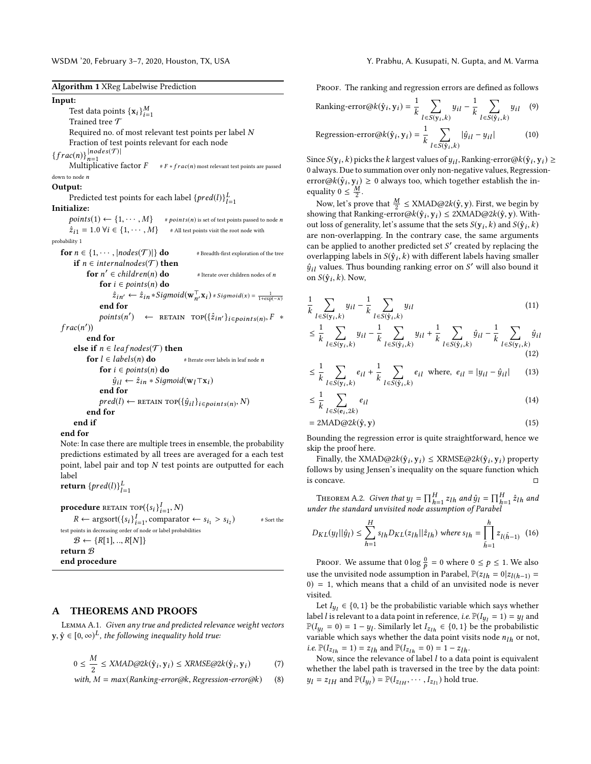**Algorithm 1** XReg Labelwise Prediction

```
Input:
    Test data points {x_i}_{i=1}^M
    Trained tree T
    Required no. of most relevant test points per label N
    Fraction of test points relevant for each node
{frac(n)}_{n=1}^{|nodes(T)|}
    Multiplicative factor F     # F * frac(n) most relevant test points are passed
down to node n
Output:
    Predicted test points for each label {pred(l)}_{l=1}^L
Initialize:
    points(1) ← {1, ..., M}     # points(n) is set of test points passed to node n
    ẑ_{i1} = 1.0 ∀i ∈ {1, ..., M}     # All test points visit the root node with
probability 1
for n ∈ {1, ..., |nodes(T)|} do          # Breadth-first exploration of the tree
    if n ∈ internalnodes(T) then
        for n' ∈ children(n) do          # Iterate over children nodes of n
            for i ∈ points(n) do
                ẑ_{in'} ← ẑ_{in} * Sigmoid(w_{n'}^T x_i)   # Sigmoid(x) = 1/(1+exp(-x))
            end for
            points(n') ← RETAIN TOP({ẑ_{in'}}_{i∈points(n)}, F * frac(n'))
        end for
    else if n ∈ leafnodes(T) then
        for l ∈ labels(n) do              # Iterate over labels in leaf node n
            for i ∈ points(n) do
                ŷ_{il} ← ẑ_{in} * Sigmoid(w_l^T x_i)
            end for
            pred(l) ← RETAIN TOP({ŷ_{il}}_{i∈points(n)}, N)
        end for
    end if
end for
Note: In case there are multiple trees in ensemble, the probability
predictions estimated by all trees are averaged for a each test
point, label pair and top N test points are outputted for each
label
return {pred(l)}_{l=1}^L

procedure RETAIN TOP({s_i}_{i=1}^I, N)
    R ← argsort({s_i}_{i=1}^I, comparator ← s_{i1} > s_{i2})     # Sort the
test points in decreasing order of node or label probabilities
    B ← {R[1], .., R[N]}
return B
end procedure
```

## A THEOREMS AND PROOFS

LEMMA A.1. *Given any true and predicted relevance weight vectors $\mathbf{y}, \hat{\mathbf{y}} \in [0, \infty)^L$, the following inequality hold true:*

$$0 \leq \frac{M}{2} \leq XMAD@2k(\hat{\mathbf{y}}_i, \mathbf{y}_i) \leq XRMSE@2k(\hat{\mathbf{y}}_i, \mathbf{y}_i) \quad (7)$$

$$\text{with, } M = max(\text{Ranking-error}@k, \text{Regression-error}@k) \quad (8)$$

PROOF. The ranking and regression errors are defined as follows

$$\text{Ranking-error}@k(\hat{\mathbf{y}}_i, \mathbf{y}_i) = \frac{1}{k} \sum_{l \in S(\mathbf{y}_i, k)} y_{il} - \frac{1}{k} \sum_{l \in S(\hat{\mathbf{y}}_i, k)} y_{il} \quad (9)$$

$$\text{Regression-error}@k(\hat{\mathbf{y}}_i, \mathbf{y}_i) = \frac{1}{k} \sum_{l \in S(\hat{\mathbf{y}}_i, k)} |\hat{y}_{il} - y_{il}| \quad (10)$$

Since $S(\mathbf{y}_i, k)$ picks the $k$ largest values of $y_{il}$, Ranking-error@$k(\hat{\mathbf{y}}_i, \mathbf{y}_i) \geq 0$ always. Due to summation over only non-negative values, Regression-error@$k(\hat{\mathbf{y}}_i, \mathbf{y}_i) \geq 0$ always too, which together establish the inequality $0 \leq \frac{M}{2}$.

Now, let's prove that $\frac{M}{2} \leq$ XMAD@$2k(\hat{\mathbf{y}}, \mathbf{y})$. First, we begin by showing that Ranking-error@$k(\hat{\mathbf{y}}_i, \mathbf{y}_i) \leq 2$XMAD@$2k(\hat{\mathbf{y}}, \mathbf{y})$. Without loss of generality, let's assume that the sets $S(\mathbf{y}_i, k)$ and $S(\hat{\mathbf{y}}_i, k)$ are non-overlapping. In the contrary case, the same arguments can be applied to another predicted set $S'$ created by replacing the overlapping labels in $S(\hat{\mathbf{y}}_i, k)$ with different labels having smaller $\hat{y}_{il}$ values. Thus bounding ranking error on $S'$ will also bound it on $S(\hat{\mathbf{y}}_i, k)$. Now,

$$\frac{1}{k} \sum_{l \in S(\mathbf{y}_i, k)} y_{il} - \frac{1}{k} \sum_{l \in S(\hat{\mathbf{y}}_i, k)} y_{il} \quad (11)$$

$$\leq \frac{1}{k} \sum_{l \in S(\mathbf{y}_i, k)} y_{il} - \frac{1}{k} \sum_{l \in S(\hat{\mathbf{y}}_i, k)} y_{il} + \frac{1}{k} \sum_{l \in S(\hat{\mathbf{y}}_i, k)} \hat{y}_{il} - \frac{1}{k} \sum_{l \in S(\mathbf{y}_i, k)} \hat{y}_{il} \quad (12)$$

$$\leq \frac{1}{k} \sum_{l \in S(\mathbf{y}_i, k)} e_{il} + \frac{1}{k} \sum_{l \in S(\hat{\mathbf{y}}_i, k)} e_{il} \quad \text{where, } e_{il} = |y_{il} - \hat{y}_{il}| \quad (13)$$

$$\leq \frac{1}{k} \sum_{l \in S(\mathbf{e}_i, 2k)} e_{il} \quad (14)$$

$$= 2\text{MAD}@2k(\hat{\mathbf{y}}, \mathbf{y}) \quad (15)$$

Bounding the regression error is quite straightforward, hence we skip the proof here.

Finally, the XMAD@$2k(\hat{\mathbf{y}}_i, \mathbf{y}_i) \leq$ XRMSE@$2k(\hat{\mathbf{y}}_i, \mathbf{y}_i)$ property follows by using Jensen's inequality on the square function which is concave. □

THEOREM A.2. *Given that $y_l = \prod_{h=1}^{H} z_{lh}$ and $\hat{y}_l = \prod_{h=1}^{H} \hat{z}_{lh}$ and under the standard unvisited node assumption of Parabel*

$$D_{KL}(y_l || \hat{y}_l) \leq \sum_{h=1}^{H} s_{lh} D_{KL}(z_{lh} || \hat{z}_{lh}) \text{ where } s_{lh} = \prod_{\tilde{h}=1}^{h} z_{l(\tilde{h}-1)} \quad (16)$$

PROOF. We assume that $0 \log \frac{0}{p} = 0$ where $0 \leq p \leq 1$. We also use the unvisited node assumption in Parabel, $\mathbb{P}(z_{lh} = 0 | z_{l(h-1)} = 0) = 1$, which means that a child of an unvisited node is never visited.

Let $I_{y_l} \in \{0, 1\}$ be the probabilistic variable which says whether label $l$ is relevant to a data point in reference, *i.e.* $\mathbb{P}(I_{y_l} = 1) = y_l$ and $\mathbb{P}(I_{y_l} = 0) = 1 - y_l$. Similarly let $I_{z_{lh}} \in \{0, 1\}$ be the probabilistic variable which says whether the data point visits node $n_{lh}$ or not, *i.e.* $\mathbb{P}(I_{z_{lh}} = 1) = z_{lh}$ and $\mathbb{P}(I_{z_{lh}} = 0) = 1 - z_{lh}$.

Now, since the relevance of label $l$ to a data point is equivalent whether the label path is traversed in the tree by the data point: $y_l = z_{lH}$ and $\mathbb{P}(I_{y_l}) = \mathbb{P}(I_{z_{lH}}, \cdots, I_{z_{l1}})$ hold true.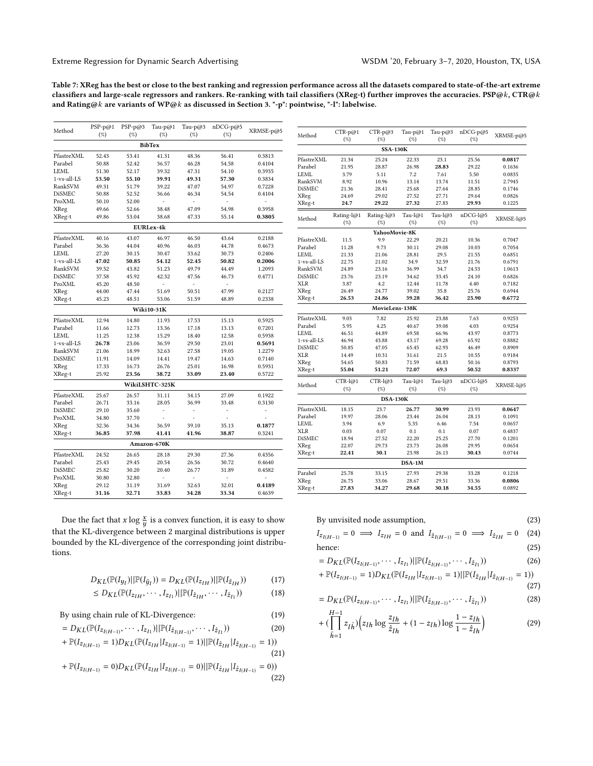Table 7: XReg has the best or close to the best ranking and regression performance across all the datasets compared to state-of-the-art extreme classifiers and large-scale regressors and rankers. Re-ranking with tail classifiers (XReg-t) further improves the accuracies. PSP@$k$, CTR@$k$ and Rating@$k$ are variants of WP@$k$ as discussed in Section 3. "-p": pointwise, "-l": labelwise.

| Method | PSP-p@1 (%) | PSP-p@3 (%) | Tau-p@1 (%) | Tau-p@3 (%) | nDCG-p@5 (%) | XRMSE-p@5 |
|---|---|---|---|---|---|---|
| **BibTex** | | | | | | |
| PfastreXML | 52.43 | 53.41 | 41.31 | 48.36 | 56.41 | 0.3813 |
| Parabel | 50.88 | 52.42 | 36.57 | 46.28 | 54.58 | 0.4104 |
| LEML | 51.30 | 52.17 | 39.32 | 47.31 | 54.10 | 0.3935 |
| 1-vs-all-LS | **53.50** | **55.10** | **39.91** | **49.31** | **57.30** | 0.3834 |
| RankSVM | 49.31 | 51.79 | 39.22 | 47.07 | 54.97 | 0.7228 |
| DiSMEC | 50.88 | 52.52 | 36.66 | 46.34 | 54.54 | 0.4104 |
| ProXML | 50.10 | 52.00 | - | - | - | - |
| XReg | 49.66 | 52.66 | 38.48 | 47.09 | 54.98 | 0.3958 |
| XReg-t | 49.86 | 53.04 | 38.68 | 47.33 | 55.14 | **0.3805** |
| **EURLex-4k** | | | | | | |
| PfastreXML | 40.16 | 43.07 | 46.97 | 46.50 | 43.64 | 0.2188 |
| Parabel | 36.36 | 44.04 | 40.96 | 46.03 | 44.78 | 0.4673 |
| LEML | 27.20 | 30.15 | 30.47 | 33.62 | 30.73 | 0.2406 |
| 1-vs-all-LS | **47.02** | **50.85** | **54.12** | **52.45** | **50.82** | **0.2006** |
| RankSVM | 39.52 | 43.82 | 51.23 | 49.79 | 44.49 | 1.2093 |
| DiSMEC | 37.58 | 45.92 | 42.32 | 47.56 | 46.73 | 0.4771 |
| ProXML | 45.20 | 48.50 | - | - | - | |
| XReg | 44.00 | 47.44 | 51.69 | 50.51 | 47.99 | 0.2127 |
| XReg-t | 45.23 | 48.51 | 53.06 | 51.59 | 48.89 | 0.2338 |
| **Wiki10-31K** | | | | | | |
| PfastreXML | 12.94 | 14.80 | 11.93 | 17.53 | 15.13 | 0.5925 |
| Parabel | 11.66 | 12.73 | 13.36 | 17.18 | 13.13 | 0.7201 |
| LEML | 11.25 | 12.38 | 15.29 | 18.40 | 12.58 | 0.5938 |
| 1-vs-all-LS | **26.78** | 23.06 | 36.59 | 29.50 | 23.01 | **0.5691** |
| RankSVM | 21.06 | 18.99 | 32.63 | 27.58 | 19.05 | 1.2279 |
| DiSMEC | 11.91 | 14.09 | 14.41 | 19.47 | 14.63 | 0.7140 |
| XReg | 17.33 | 16.73 | 26.76 | 25.01 | 16.98 | 0.5931 |
| XReg-t | 25.92 | **23.56** | **38.72** | **33.09** | **23.40** | 0.5722 |
| **WikiLSHTC-325K** | | | | | | |
| PfastreXML | 25.67 | 26.57 | 31.11 | 34.15 | 27.09 | 0.1922 |
| Parabel | 26.71 | 33.16 | 28.05 | 36.99 | 33.48 | 0.3130 |
| DiSMEC | 29.10 | 35.60 | - | - | - | - |
| ProXML | 34.80 | 37.70 | - | - | - | - |
| XReg | 32.36 | 34.36 | 36.59 | 39.10 | 35.13 | **0.1877** |
| XReg-t | **36.85** | **37.98** | **41.41** | **41.96** | **38.87** | 0.3241 |
| **Amazon-670K** | | | | | | |
| PfastreXML | 24.52 | 26.65 | 28.18 | 29.30 | 27.36 | 0.4356 |
| Parabel | 25.43 | 29.45 | 20.54 | 26.56 | 30.72 | 0.4640 |
| DiSMEC | 25.82 | 30.20 | 20.40 | 26.77 | 31.89 | 0.4582 |
| ProXML | 30.80 | 32.80 | - | - | - | - |
| XReg | 29.12 | 31.19 | 31.69 | 32.63 | 32.01 | **0.4189** |
| XReg-t | **31.16** | **32.71** | **33.83** | **34.28** | **33.34** | 0.4639 |

| Method | CTR-p@1 (%) | CTR-p@3 (%) | Tau-p@1 (%) | Tau-p@3 (%) | nDCG-p@5 (%) | XRMSE-p@5 |
|---|---|---|---|---|---|---|
| **SSA-130K** | | | | | | |
| PfastreXML | 21.34 | 25.24 | 22.33 | 23.1 | 25.56 | **0.0817** |
| Parabel | 21.95 | 28.87 | 26.98 | **28.83** | 29.22 | 0.1636 |
| LEML | 3.79 | 5.11 | 7.2 | 7.61 | 5.50 | 0.0835 |
| RankSVM | 8.92 | 10.96 | 13.14 | 13.74 | 11.51 | 2.7945 |
| DiSMEC | 21.36 | 28.41 | 25.68 | 27.64 | 28.85 | 0.1746 |
| XReg | 24.69 | 29.02 | 27.52 | 27.71 | 29.64 | 0.0826 |
| XReg-t | **24.7** | **29.22** | **27.32** | 27.83 | **29.93** | 0.1225 |

| Method | Rating-l@1 (%) | Rating-l@3 (%) | Tau-l@1 (%) | Tau-l@3 (%) | nDCG-l@5 (%) | XRMSE-l@5 |
|---|---|---|---|---|---|---|
| **YahooMovie-8K** | | | | | | |
| PfastreXML | 11.5 | 9.9 | 22.29 | 20.21 | 10.36 | 0.7047 |
| Parabel | 11.28 | 9.73 | 30.11 | 29.08 | 10.03 | 0.7054 |
| LEML | 21.33 | 21.06 | 28.81 | 29.5 | 21.55 | 0.6851 |
| 1-vs-all-LS | 22.75 | 21.02 | 34.9 | 32.59 | 21.76 | 0.6791 |
| RankSVM | 24.89 | 23.16 | 36.99 | 34.7 | 24.53 | 1.0613 |
| DiSMEC | 23.76 | 23.19 | 34.62 | 33.45 | 24.10 | 0.6826 |
| XLR | 3.87 | 4.2 | 12.44 | 11.78 | 4.40 | 0.7182 |
| XReg | 26.49 | 24.77 | 39.02 | 35.8 | 25.76 | 0.6944 |
| XReg-t | **26.53** | **24.86** | **39.28** | **36.42** | **25.90** | **0.6772** |
| **MovieLens-138K** | | | | | | |
| PfastreXML | 9.03 | 7.82 | 25.92 | 23.88 | 7.63 | 0.9253 |
| Parabel | 5.95 | 4.25 | 40.67 | 39.08 | 4.03 | 0.9254 |
| LEML | 46.51 | 44.89 | 69.58 | 66.96 | 43.97 | 0.8773 |
| 1-vs-all-LS | 46.94 | 43.88 | 43.17 | 69.28 | 65.92 | 0.8882 |
| DiSMEC | 50.85 | 47.05 | 65.45 | 62.93 | 46.49 | 0.8909 |
| XLR | 14.49 | 10.31 | 31.61 | 21.5 | 10.55 | 0.9184 |
| XReg | 54.65 | 50.83 | 71.59 | 68.83 | 50.16 | 0.8793 |
| XReg-t | **55.04** | **51.21** | **72.07** | **69.3** | **50.52** | **0.8337** |

| Method | CTR-l@1 (%) | CTR-l@3 (%) | Tau-l@1 (%) | Tau-l@3 (%) | nDCG-l@5 (%) | XRMSE-l@5 |
|---|---|---|---|---|---|---|
| **DSA-130K** | | | | | | |
| PfastreXML | 18.15 | 23.7 | **26.77** | **30.99** | 23.93 | **0.0647** |
| Parabel | 19.97 | 28.06 | 23.44 | 26.04 | 28.13 | 0.1091 |
| LEML | 3.94 | 6.9 | 5.35 | 6.46 | 7.54 | 0.0657 |
| XLR | 0.03 | 0.07 | 0.1 | 0.1 | 0.07 | 0.4837 |
| DiSMEC | 18.94 | 27.52 | 22.20 | 25.25 | 27.70 | 0.1201 |
| XReg | 22.07 | 29.73 | 23.73 | 26.08 | 29.95 | 0.0654 |
| XReg-t | **22.41** | **30.1** | 23.98 | 26.13 | **30.43** | 0.0744 |
| **DSA-1M** | | | | | | |
| Parabel | 25.78 | 33.15 | 27.93 | 29.38 | 33.28 | 0.1218 |
| XReg | 26.75 | 33.06 | 28.67 | 29.51 | 33.36 | **0.0806** |
| XReg-t | **27.83** | **34.27** | **29.68** | **30.18** | **34.55** | 0.0892 |

Due the fact that $x \log \frac{x}{y}$ is a convex function, it is easy to show that the KL-divergence between 2 marginal distributions is upper bounded by the KL-divergence of the corresponding joint distributions.

$$D_{KL}(\mathbb{P}(I_{y_l})||\mathbb{P}(I_{\hat{y}_l})) = D_{KL}(\mathbb{P}(I_{z_{lH}})||\mathbb{P}(I_{\hat{z}_{lH}})) \tag{17}$$

$$\leq D_{KL}(\mathbb{P}(I_{z_{lH}}, \cdots, I_{z_{l1}})||\mathbb{P}(I_{\hat{z}_{lH}}, \cdots, I_{\hat{z}_{l1}})) \tag{18}$$

By using chain rule of KL-Divergence: (19)

$$= D_{KL}(\mathbb{P}(I_{z_{l(H-1)}}, \cdots, I_{z_{l1}})||\mathbb{P}(I_{\hat{z}_{l(H-1)}}, \cdots, I_{\hat{z}_{l1}})) \tag{20}$$

$$+ \mathbb{P}(I_{z_{l(H-1)}} = 1) D_{KL}(\mathbb{P}(I_{z_{lH}}|I_{z_{l(H-1)}} = 1)||\mathbb{P}(I_{\hat{z}_{lH}}|I_{\hat{z}_{l(H-1)}} = 1)) \tag{21}$$

$$+ \mathbb{P}(I_{z_{l(H-1)}} = 0) D_{KL}(\mathbb{P}(I_{z_{lH}}|I_{z_{l(H-1)}} = 0)||\mathbb{P}(I_{\hat{z}_{lH}}|I_{\hat{z}_{l(H-1)}} = 0)) \tag{22}$$

By unvisited node assumption, (23)

$$I_{z_{l(H-1)}} = 0 \implies I_{z_{lH}} = 0 \text{ and } I_{\hat{z}_{l(H-1)}} = 0 \implies I_{\hat{z}_{lH}} = 0 \tag{24}$$

hence: (25)

$$= D_{KL}(\mathbb{P}(I_{z_{l(H-1)}}, \cdots, I_{z_{l1}})||\mathbb{P}(I_{\hat{z}_{l(H-1)}}, \cdots, I_{\hat{z}_{l1}})) \tag{26}$$

$$+ \mathbb{P}(I_{z_{l(H-1)}} = 1) D_{KL}(\mathbb{P}(I_{z_{lH}}|I_{z_{l(H-1)}} = 1)||\mathbb{P}(I_{\hat{z}_{lH}}|I_{\hat{z}_{l(H-1)}} = 1)) \tag{27}$$

$$= D_{KL}(\mathbb{P}(I_{z_{l(H-1)}}, \cdots, I_{z_{l1}})||\mathbb{P}(I_{\hat{z}_{l(H-1)}}, \cdots, I_{\hat{z}_{l1}})) \tag{28}$$

$$+ \left(\prod_{\tilde{h}=1}^{H-1} z_{l\tilde{h}}\right)\left(z_{lh} \log \frac{z_{lh}}{\hat{z}_{lh}} + (1 - z_{lh}) \log \frac{1 - z_{lh}}{1 - \hat{z}_{lh}}\right) \tag{29}$$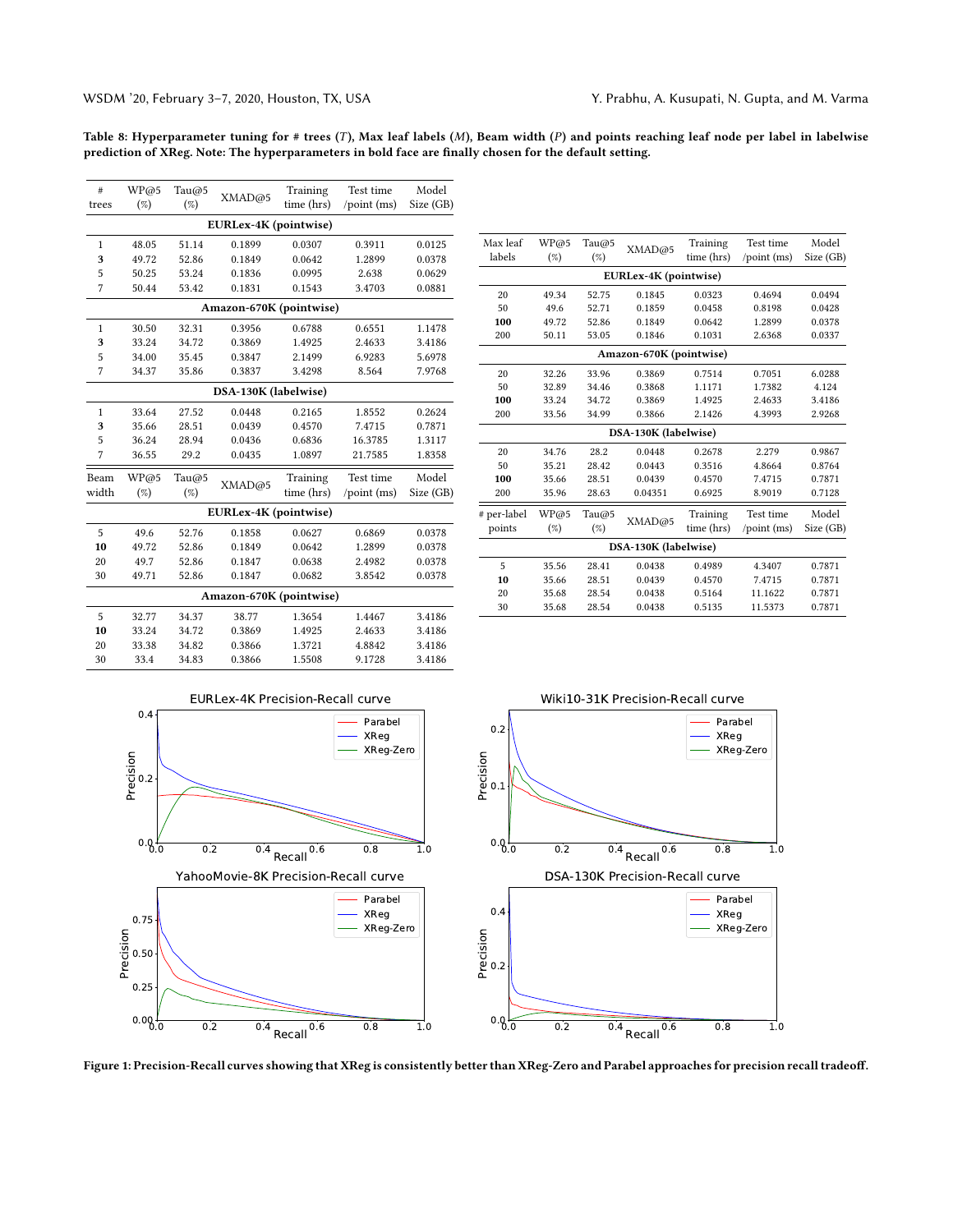**Table 8: Hyperparameter tuning for # trees ($T$), Max leaf labels ($M$), Beam width ($P$) and points reaching leaf node per label in labelwise prediction of XReg. Note: The hyperparameters in bold face are finally chosen for the default setting.**

| # trees | WP@5 (%) | Tau@5 (%) | XMAD@5 | Training time (hrs) | Test time /point (ms) | Model Size (GB) |
|---|---|---|---|---|---|---|
| **EURLex-4K (pointwise)** | | | | | | |
| 1 | 48.05 | 51.14 | 0.1899 | 0.0307 | 0.3911 | 0.0125 |
| **3** | 49.72 | 52.86 | 0.1849 | 0.0642 | 1.2899 | 0.0378 |
| 5 | 50.25 | 53.24 | 0.1836 | 0.0995 | 2.638 | 0.0629 |
| 7 | 50.44 | 53.42 | 0.1831 | 0.1543 | 3.4703 | 0.0881 |
| **Amazon-670K (pointwise)** | | | | | | |
| 1 | 30.50 | 32.31 | 0.3956 | 0.6788 | 0.6551 | 1.1478 |
| **3** | 33.24 | 34.72 | 0.3869 | 1.4925 | 2.4633 | 3.4186 |
| 5 | 34.00 | 35.45 | 0.3847 | 2.1499 | 6.9283 | 5.6978 |
| 7 | 34.37 | 35.86 | 0.3837 | 3.4298 | 8.564 | 7.9768 |
| **DSA-130K (labelwise)** | | | | | | |
| 1 | 33.64 | 27.52 | 0.0448 | 0.2165 | 1.8552 | 0.2624 |
| **3** | 35.66 | 28.51 | 0.0439 | 0.4570 | 7.4715 | 0.7871 |
| 5 | 36.24 | 28.94 | 0.0436 | 0.6836 | 16.3785 | 1.3117 |
| 7 | 36.55 | 29.2 | 0.0435 | 1.0897 | 21.7585 | 1.8358 |

| Beam width | WP@5 (%) | Tau@5 (%) | XMAD@5 | Training time (hrs) | Test time /point (ms) | Model Size (GB) |
|---|---|---|---|---|---|---|
| **EURLex-4K (pointwise)** | | | | | | |
| 5 | 49.6 | 52.76 | 0.1858 | 0.0627 | 0.6869 | 0.0378 |
| **10** | 49.72 | 52.86 | 0.1849 | 0.0642 | 1.2899 | 0.0378 |
| 20 | 49.7 | 52.86 | 0.1847 | 0.0638 | 2.4982 | 0.0378 |
| 30 | 49.71 | 52.86 | 0.1847 | 0.0682 | 3.8542 | 0.0378 |
| **Amazon-670K (pointwise)** | | | | | | |
| 5 | 32.77 | 34.37 | 38.77 | 1.3654 | 1.4467 | 3.4186 |
| **10** | 33.24 | 34.72 | 0.3869 | 1.4925 | 2.4633 | 3.4186 |
| 20 | 33.38 | 34.82 | 0.3866 | 1.3721 | 4.8842 | 3.4186 |
| 30 | 33.4 | 34.83 | 0.3866 | 1.5508 | 9.1728 | 3.4186 |

| Max leaf labels | WP@5 (%) | Tau@5 (%) | XMAD@5 | Training time (hrs) | Test time /point (ms) | Model Size (GB) |
|---|---|---|---|---|---|---|
| **EURLex-4K (pointwise)** | | | | | | |
| 20 | 49.34 | 52.75 | 0.1845 | 0.0323 | 0.4694 | 0.0494 |
| 50 | 49.6 | 52.71 | 0.1859 | 0.0458 | 0.8198 | 0.0428 |
| **100** | 49.72 | 52.86 | 0.1849 | 0.0642 | 1.2899 | 0.0378 |
| 200 | 50.11 | 53.05 | 0.1846 | 0.1031 | 2.6368 | 0.0337 |
| **Amazon-670K (pointwise)** | | | | | | |
| 20 | 32.26 | 33.96 | 0.3869 | 0.7514 | 0.7051 | 6.0288 |
| 50 | 32.89 | 34.46 | 0.3868 | 1.1171 | 1.7382 | 4.124 |
| **100** | 33.24 | 34.72 | 0.3869 | 1.4925 | 2.4633 | 3.4186 |
| 200 | 33.56 | 34.99 | 0.3866 | 2.1426 | 4.3993 | 2.9268 |
| **DSA-130K (labelwise)** | | | | | | |
| 20 | 34.76 | 28.2 | 0.0448 | 0.2678 | 2.279 | 0.9867 |
| 50 | 35.21 | 28.42 | 0.0443 | 0.3516 | 4.8664 | 0.8764 |
| **100** | 35.66 | 28.51 | 0.0439 | 0.4570 | 7.4715 | 0.7871 |
| 200 | 35.96 | 28.63 | 0.04351 | 0.6925 | 8.9019 | 0.7128 |

| # per-label points | WP@5 (%) | Tau@5 (%) | XMAD@5 | Training time (hrs) | Test time /point (ms) | Model Size (GB) |
|---|---|---|---|---|---|---|
| **DSA-130K (labelwise)** | | | | | | |
| 5 | 35.56 | 28.41 | 0.0438 | 0.4989 | 4.3407 | 0.7871 |
| **10** | 35.66 | 28.51 | 0.0439 | 0.4570 | 7.4715 | 0.7871 |
| 20 | 35.68 | 28.54 | 0.0438 | 0.5164 | 11.1622 | 0.7871 |
| 30 | 35.68 | 28.54 | 0.0438 | 0.5135 | 11.5373 | 0.7871 |

**Figure 1: Precision-Recall curves showing that XReg is consistently better than XReg-Zero and Parabel approaches for precision recall tradeoff.**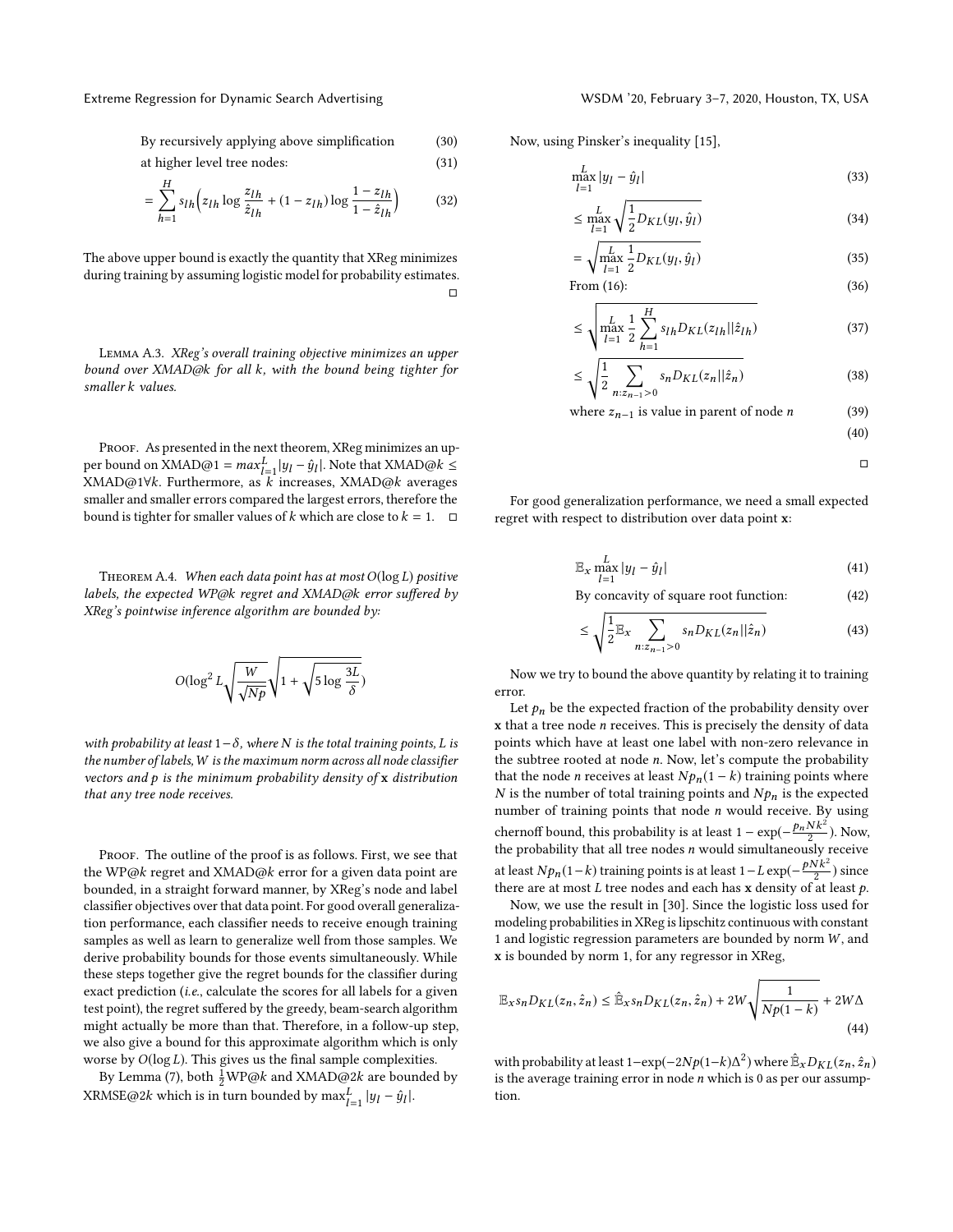By recursively applying above simplification (30)

at higher level tree nodes: (31)

$$= \sum_{h=1}^{H} s_{lh}\Big(z_{lh} \log \frac{z_{lh}}{\hat{z}_{lh}} + (1 - z_{lh}) \log \frac{1 - z_{lh}}{1 - \hat{z}_{lh}}\Big) \tag{32}$$

The above upper bound is exactly the quantity that XReg minimizes during training by assuming logistic model for probability estimates. □

Lemma A.3. *XReg's overall training objective minimizes an upper bound over XMAD@k for all k, with the bound being tighter for smaller k values.*

Proof. As presented in the next theorem, XReg minimizes an upper bound on XMAD@1 $= max_{l=1}^{L} |y_l - \hat{y}_l|$. Note that XMAD@$k \leq$ XMAD@1$\forall k$. Furthermore, as $k$ increases, XMAD@$k$ averages smaller and smaller errors compared the largest errors, therefore the bound is tighter for smaller values of $k$ which are close to $k = 1$. □

Theorem A.4. *When each data point has at most $O(\log L)$ positive labels, the expected WP@k regret and XMAD@k error suffered by XReg's pointwise inference algorithm are bounded by:*

$$O(\log^2 L \sqrt{\frac{W}{\sqrt{Np}}} \sqrt{1 + \sqrt{5 \log \frac{3L}{\delta}}})$$

*with probability at least $1-\delta$, where N is the total training points, L is the number of labels, W is the maximum norm across all node classifier vectors and p is the minimum probability density of* **x** *distribution that any tree node receives.*

Proof. The outline of the proof is as follows. First, we see that the WP@k regret and XMAD@k error for a given data point are bounded, in a straight forward manner, by XReg's node and label classifier objectives over that data point. For good overall generalization performance, each classifier needs to receive enough training samples as well as learn to generalize well from those samples. We derive probability bounds for those events simultaneously. While these steps together give the regret bounds for the classifier during exact prediction (*i.e.*, calculate the scores for all labels for a given test point), the regret suffered by the greedy, beam-search algorithm might actually be more than that. Therefore, in a follow-up step, we also give a bound for this approximate algorithm which is only worse by $O(\log L)$. This gives us the final sample complexities.

By Lemma (7), both $\frac{1}{2}$WP@$k$ and XMAD@$2k$ are bounded by XRMSE@$2k$ which is in turn bounded by $\max_{l=1}^{L} |y_l - \hat{y}_l|$.

Now, using Pinsker's inequality [15],

$$\max_{l=1}^{L} |y_l - \hat{y}_l| \tag{33}$$

$$\leq \max_{l=1}^{L} \sqrt{\frac{1}{2} D_{KL}(y_l, \hat{y}_l)} \tag{34}$$

$$= \sqrt{\max_{l=1}^{L} \frac{1}{2} D_{KL}(y_l, \hat{y}_l)} \tag{35}$$

From (16): (36)

$$\leq \sqrt{\max_{l=1}^{L} \frac{1}{2} \sum_{h=1}^{H} s_{lh} D_{KL}(z_{lh} || \hat{z}_{lh})} \tag{37}$$

$$\leq \sqrt{\frac{1}{2} \sum_{n: z_{n-1} > 0} s_n D_{KL}(z_n || \hat{z}_n)} \tag{38}$$

where $z_{n-1}$ is value in parent of node $n$ (39)

(40)

□

For good generalization performance, we need a small expected regret with respect to distribution over data point **x**:

$$\mathbb{E}_x \max_{l=1}^{L} |y_l - \hat{y}_l| \tag{41}$$

By concavity of square root function: (42)

$$\leq \sqrt{\frac{1}{2} \mathbb{E}_x \sum_{n: z_{n-1} > 0} s_n D_{KL}(z_n || \hat{z}_n)} \tag{43}$$

Now we try to bound the above quantity by relating it to training error.

Let $p_n$ be the expected fraction of the probability density over **x** that a tree node $n$ receives. This is precisely the density of data points which have at least one label with non-zero relevance in the subtree rooted at node $n$. Now, let's compute the probability that the node $n$ receives at least $Np_n(1-k)$ training points where $N$ is the number of total training points and $Np_n$ is the expected number of training points that node $n$ would receive. By using chernoff bound, this probability is at least $1 - \exp(-\frac{p_n N k^2}{2})$. Now, the probability that all tree nodes $n$ would simultaneously receive at least $Np_n(1-k)$ training points is at least $1 - L\exp(-\frac{pNk^2}{2})$ since there are at most $L$ tree nodes and each has **x** density of at least $p$.

Now, we use the result in [30]. Since the logistic loss used for modeling probabilities in XReg is lipschitz continuous with constant 1 and logistic regression parameters are bounded by norm $W$, and **x** is bounded by norm 1, for any regressor in XReg,

$$\mathbb{E}_x s_n D_{KL}(z_n, \hat{z}_n) \leq \hat{\mathbb{E}}_x s_n D_{KL}(z_n, \hat{z}_n) + 2W\sqrt{\frac{1}{Np(1-k)}} + 2W\Delta \tag{44}$$

with probability at least $1 - \exp(-2Np(1-k)\Delta^2)$ where $\hat{\mathbb{E}}_x D_{KL}(z_n, \hat{z}_n)$ is the average training error in node $n$ which is 0 as per our assumption.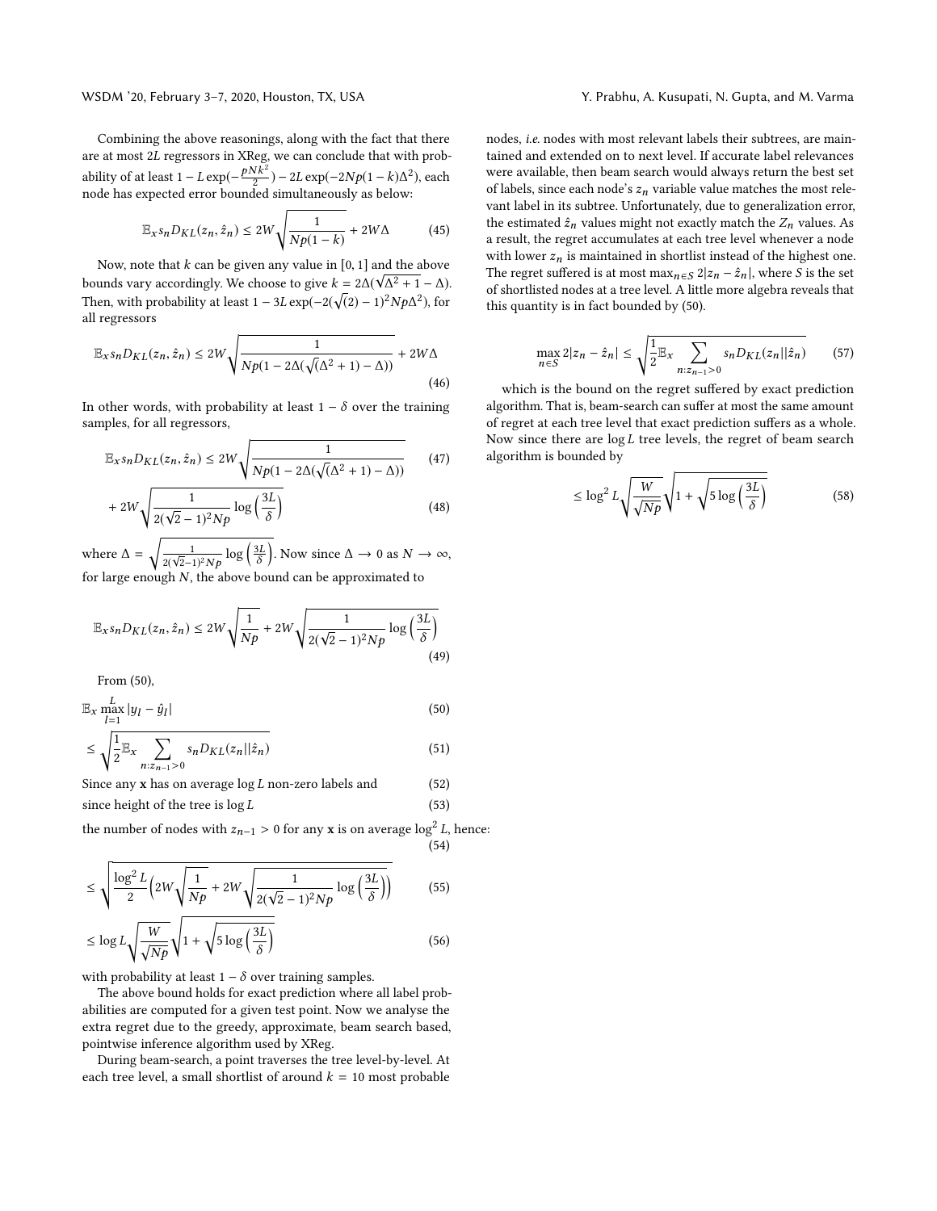Combining the above reasonings, along with the fact that there are at most $2L$ regressors in XReg, we can conclude that with probability of at least $1 - L\exp(-\frac{pNk^2}{2}) - 2L\exp(-2Np(1-k)\Delta^2)$, each node has expected error bounded simultaneously as below:

$$\mathbb{E}_x s_n D_{KL}(z_n, \hat{z}_n) \leq 2W\sqrt{\frac{1}{Np(1-k)}} + 2W\Delta \tag{45}$$

Now, note that $k$ can be given any value in $[0, 1]$ and the above bounds vary accordingly. We choose to give $k = 2\Delta(\sqrt{\Delta^2+1} - \Delta)$. Then, with probability at least $1 - 3L\exp(-2(\sqrt{(2)}-1)^2 Np\Delta^2)$, for all regressors

$$\mathbb{E}_x s_n D_{KL}(z_n, \hat{z}_n) \leq 2W\sqrt{\frac{1}{Np(1-2\Delta(\sqrt{(\Delta^2+1)}-\Delta))}} + 2W\Delta \tag{46}$$

In other words, with probability at least $1 - \delta$ over the training samples, for all regressors,

$$\mathbb{E}_x s_n D_{KL}(z_n, \hat{z}_n) \leq 2W\sqrt{\frac{1}{Np(1-2\Delta(\sqrt{(\Delta^2+1)}-\Delta))}} \tag{47}$$

$$+ 2W\sqrt{\frac{1}{2(\sqrt{2}-1)^2 Np}\log\left(\frac{3L}{\delta}\right)} \tag{48}$$

where $\Delta = \sqrt{\frac{1}{2(\sqrt{2}-1)^2 Np}\log\left(\frac{3L}{\delta}\right)}$. Now since $\Delta \to 0$ as $N \to \infty$, for large enough $N$, the above bound can be approximated to

$$\mathbb{E}_x s_n D_{KL}(z_n, \hat{z}_n) \leq 2W\sqrt{\frac{1}{Np}} + 2W\sqrt{\frac{1}{2(\sqrt{2}-1)^2 Np}\log\left(\frac{3L}{\delta}\right)} \tag{49}$$

From (50),

$$\mathbb{E}_x \max_{l=1}^{L} |y_l - \hat{y}_l| \tag{50}$$

$$\leq \sqrt{\frac{1}{2}\mathbb{E}_x \sum_{n:z_{n-1}>0} s_n D_{KL}(z_n||\hat{z}_n)} \tag{51}$$

Since any $\mathbf{x}$ has on average $\log L$ non-zero labels and (52)

since height of the tree is $\log L$ (53)

the number of nodes with $z_{n-1} > 0$ for any $\mathbf{x}$ is on average $\log^2 L$, hence: (54)

$$\leq \sqrt{\frac{\log^2 L}{2}\left(2W\sqrt{\frac{1}{Np}} + 2W\sqrt{\frac{1}{2(\sqrt{2}-1)^2 Np}\log\left(\frac{3L}{\delta}\right)}\right)} \tag{55}$$

$$\leq \log L\sqrt{\frac{W}{\sqrt{Np}}}\sqrt{1 + \sqrt{5\log\left(\frac{3L}{\delta}\right)}} \tag{56}$$

with probability at least $1 - \delta$ over training samples.

The above bound holds for exact prediction where all label probabilities are computed for a given test point. Now we analyse the extra regret due to the greedy, approximate, beam search based, pointwise inference algorithm used by XReg.

During beam-search, a point traverses the tree level-by-level. At each tree level, a small shortlist of around $k = 10$ most probable nodes, *i.e.* nodes with most relevant labels their subtrees, are maintained and extended on to next level. If accurate label relevances were available, then beam search would always return the best set of labels, since each node's $z_n$ variable value matches the most relevant label in its subtree. Unfortunately, due to generalization error, the estimated $\hat{z}_n$ values might not exactly match the $Z_n$ values. As a result, the regret accumulates at each tree level whenever a node with lower $z_n$ is maintained in shortlist instead of the highest one. The regret suffered is at most $\max_{n \in S} 2|z_n - \hat{z}_n|$, where $S$ is the set of shortlisted nodes at a tree level. A little more algebra reveals that this quantity is in fact bounded by (50).

$$\max_{n \in S} 2|z_n - \hat{z}_n| \leq \sqrt{\frac{1}{2}\mathbb{E}_x \sum_{n:z_{n-1}>0} s_n D_{KL}(z_n||\hat{z}_n)} \tag{57}$$

which is the bound on the regret suffered by exact prediction algorithm. That is, beam-search can suffer at most the same amount of regret at each tree level that exact prediction suffers as a whole. Now since there are $\log L$ tree levels, the regret of beam search algorithm is bounded by

$$\leq \log^2 L\sqrt{\frac{W}{\sqrt{Np}}}\sqrt{1 + \sqrt{5\log\left(\frac{3L}{\delta}\right)}} \tag{58}$$